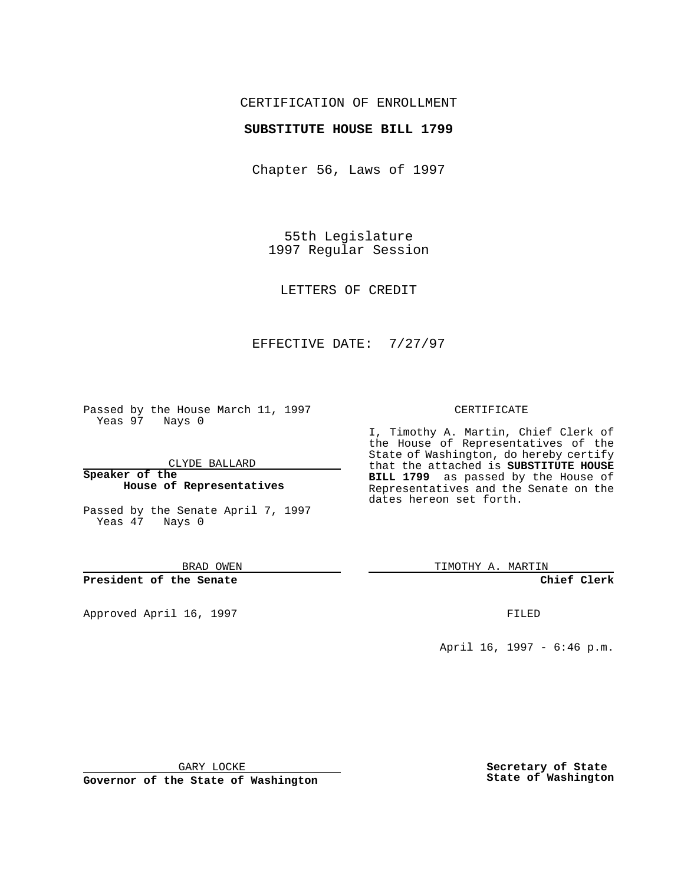CERTIFICATION OF ENROLLMENT

**SUBSTITUTE HOUSE BILL 1799**

Chapter 56, Laws of 1997

55th Legislature
1997 Regular Session

LETTERS OF CREDIT

EFFECTIVE DATE: 7/27/97

Passed by the House March 11, 1997
Yeas 97 Nays 0

CLYDE BALLARD

**Speaker of the House of Representatives**

Passed by the Senate April 7, 1997
Yeas 47 Nays 0

BRAD OWEN

**President of the Senate**

Approved April 16, 1997

GARY LOCKE

**Governor of the State of Washington**

CERTIFICATE

I, Timothy A. Martin, Chief Clerk of the House of Representatives of the State of Washington, do hereby certify that the attached is **SUBSTITUTE HOUSE BILL 1799** as passed by the House of Representatives and the Senate on the dates hereon set forth.

TIMOTHY A. MARTIN

**Chief Clerk**

FILED

April 16, 1997 - 6:46 p.m.

**Secretary of State**
**State of Washington**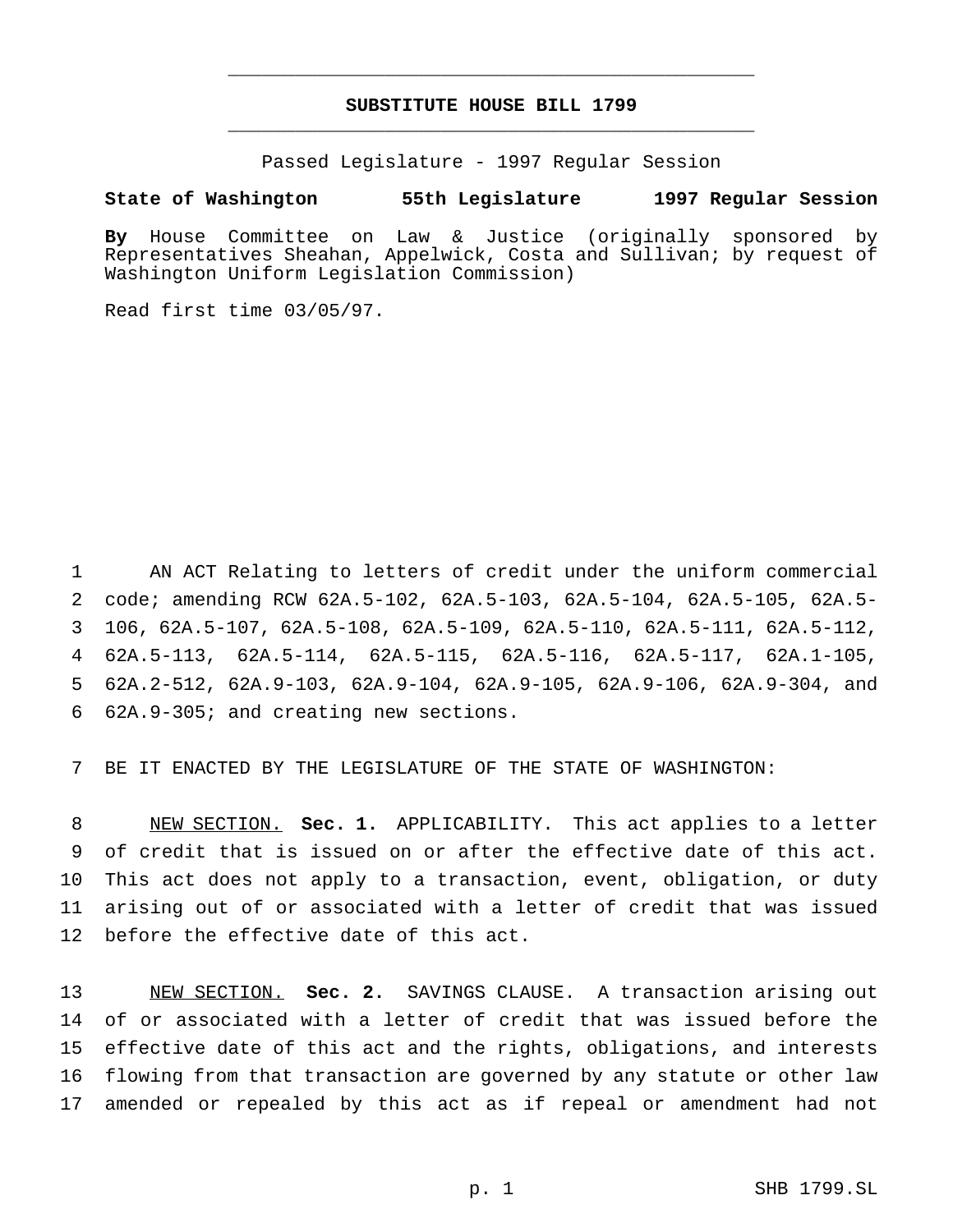**SUBSTITUTE HOUSE BILL 1799**

Passed Legislature - 1997 Regular Session

**State of Washington 55th Legislature 1997 Regular Session**

**By** House Committee on Law & Justice (originally sponsored by Representatives Sheahan, Appelwick, Costa and Sullivan; by request of Washington Uniform Legislation Commission)

Read first time 03/05/97.

AN ACT Relating to letters of credit under the uniform commercial code; amending RCW 62A.5-102, 62A.5-103, 62A.5-104, 62A.5-105, 62A.5-106, 62A.5-107, 62A.5-108, 62A.5-109, 62A.5-110, 62A.5-111, 62A.5-112, 62A.5-113, 62A.5-114, 62A.5-115, 62A.5-116, 62A.5-117, 62A.1-105, 62A.2-512, 62A.9-103, 62A.9-104, 62A.9-105, 62A.9-106, 62A.9-304, and 62A.9-305; and creating new sections.

BE IT ENACTED BY THE LEGISLATURE OF THE STATE OF WASHINGTON:

NEW SECTION. **Sec. 1.** APPLICABILITY. This act applies to a letter of credit that is issued on or after the effective date of this act. This act does not apply to a transaction, event, obligation, or duty arising out of or associated with a letter of credit that was issued before the effective date of this act.

NEW SECTION. **Sec. 2.** SAVINGS CLAUSE. A transaction arising out of or associated with a letter of credit that was issued before the effective date of this act and the rights, obligations, and interests flowing from that transaction are governed by any statute or other law amended or repealed by this act as if repeal or amendment had not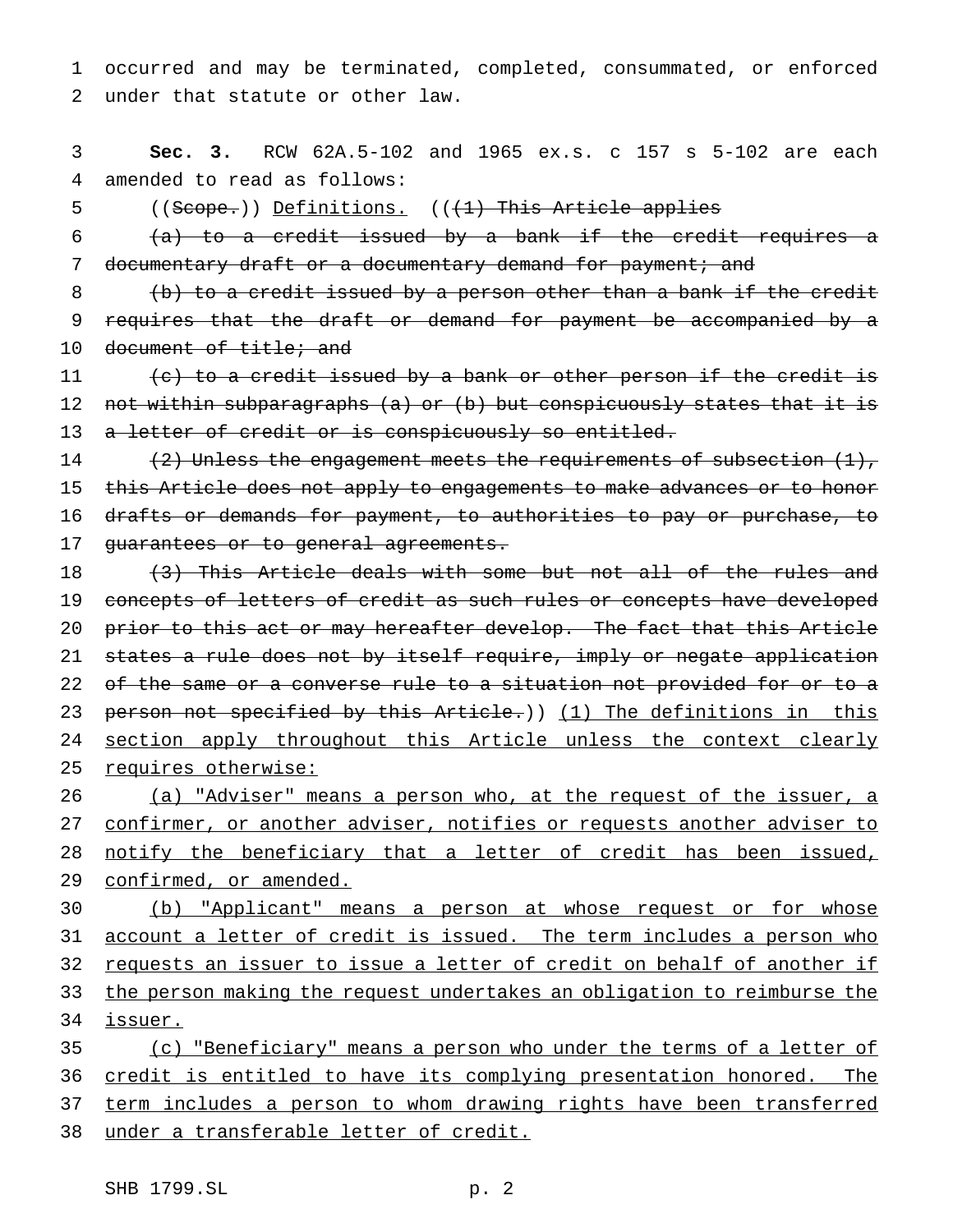occurred and may be terminated, completed, consummated, or enforced under that statute or other law.

**Sec. 3.** RCW 62A.5-102 and 1965 ex.s. c 157 s 5-102 are each amended to read as follows:

((~~Scope.~~)) <u>Definitions.</u> ((~~(1) This Article applies~~

~~(a) to a credit issued by a bank if the credit requires a documentary draft or a documentary demand for payment; and~~

~~(b) to a credit issued by a person other than a bank if the credit requires that the draft or demand for payment be accompanied by a document of title; and~~

~~(c) to a credit issued by a bank or other person if the credit is not within subparagraphs (a) or (b) but conspicuously states that it is a letter of credit or is conspicuously so entitled.~~

~~(2) Unless the engagement meets the requirements of subsection (1), this Article does not apply to engagements to make advances or to honor drafts or demands for payment, to authorities to pay or purchase, to guarantees or to general agreements.~~

~~(3) This Article deals with some but not all of the rules and concepts of letters of credit as such rules or concepts have developed prior to this act or may hereafter develop. The fact that this Article states a rule does not by itself require, imply or negate application of the same or a converse rule to a situation not provided for or to a person not specified by this Article.~~)) <u>(1) The definitions in this section apply throughout this Article unless the context clearly requires otherwise:</u>

<u>(a) "Adviser" means a person who, at the request of the issuer, a confirmer, or another adviser, notifies or requests another adviser to notify the beneficiary that a letter of credit has been issued, confirmed, or amended.</u>

<u>(b) "Applicant" means a person at whose request or for whose account a letter of credit is issued. The term includes a person who requests an issuer to issue a letter of credit on behalf of another if the person making the request undertakes an obligation to reimburse the issuer.</u>

<u>(c) "Beneficiary" means a person who under the terms of a letter of credit is entitled to have its complying presentation honored. The term includes a person to whom drawing rights have been transferred under a transferable letter of credit.</u>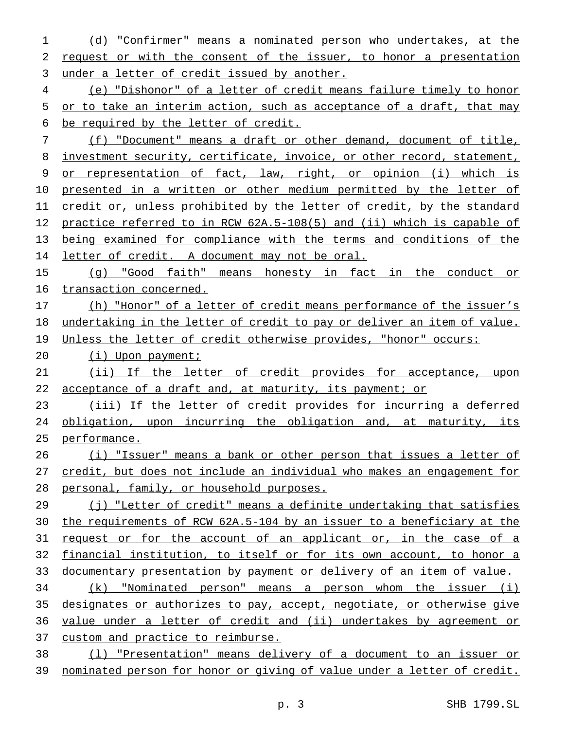(d) "Confirmer" means a nominated person who undertakes, at the request or with the consent of the issuer, to honor a presentation under a letter of credit issued by another.

(e) "Dishonor" of a letter of credit means failure timely to honor or to take an interim action, such as acceptance of a draft, that may be required by the letter of credit.

(f) "Document" means a draft or other demand, document of title, investment security, certificate, invoice, or other record, statement, or representation of fact, law, right, or opinion (i) which is presented in a written or other medium permitted by the letter of credit or, unless prohibited by the letter of credit, by the standard practice referred to in RCW 62A.5-108(5) and (ii) which is capable of being examined for compliance with the terms and conditions of the letter of credit. A document may not be oral.

(g) "Good faith" means honesty in fact in the conduct or transaction concerned.

(h) "Honor" of a letter of credit means performance of the issuer's undertaking in the letter of credit to pay or deliver an item of value. Unless the letter of credit otherwise provides, "honor" occurs:

(i) Upon payment;

(ii) If the letter of credit provides for acceptance, upon acceptance of a draft and, at maturity, its payment; or

(iii) If the letter of credit provides for incurring a deferred obligation, upon incurring the obligation and, at maturity, its performance.

(i) "Issuer" means a bank or other person that issues a letter of credit, but does not include an individual who makes an engagement for personal, family, or household purposes.

(j) "Letter of credit" means a definite undertaking that satisfies the requirements of RCW 62A.5-104 by an issuer to a beneficiary at the request or for the account of an applicant or, in the case of a financial institution, to itself or for its own account, to honor a documentary presentation by payment or delivery of an item of value.

(k) "Nominated person" means a person whom the issuer (i) designates or authorizes to pay, accept, negotiate, or otherwise give value under a letter of credit and (ii) undertakes by agreement or custom and practice to reimburse.

(l) "Presentation" means delivery of a document to an issuer or nominated person for honor or giving of value under a letter of credit.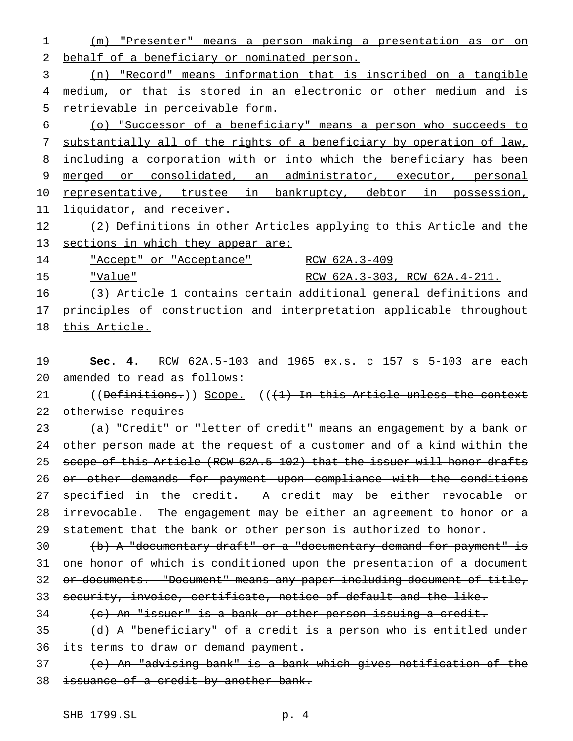(m) "Presenter" means a person making a presentation as or on behalf of a beneficiary or nominated person.

(n) "Record" means information that is inscribed on a tangible medium, or that is stored in an electronic or other medium and is retrievable in perceivable form.

(o) "Successor of a beneficiary" means a person who succeeds to substantially all of the rights of a beneficiary by operation of law, including a corporation with or into which the beneficiary has been merged or consolidated, an administrator, executor, personal representative, trustee in bankruptcy, debtor in possession, liquidator, and receiver.

(2) Definitions in other Articles applying to this Article and the sections in which they appear are:

| | |
|---|---|
| "Accept" or "Acceptance" | RCW 62A.3-409 |
| "Value" | RCW 62A.3-303, RCW 62A.4-211. |

(3) Article 1 contains certain additional general definitions and principles of construction and interpretation applicable throughout this Article.

**Sec. 4.** RCW 62A.5-103 and 1965 ex.s. c 157 s 5-103 are each amended to read as follows:

((~~Definitions.~~)) Scope. ((~~(1) In this Article unless the context otherwise requires~~

~~(a) "Credit" or "letter of credit" means an engagement by a bank or other person made at the request of a customer and of a kind within the scope of this Article (RCW 62A.5-102) that the issuer will honor drafts or other demands for payment upon compliance with the conditions specified in the credit. A credit may be either revocable or irrevocable. The engagement may be either an agreement to honor or a statement that the bank or other person is authorized to honor.~~

~~(b) A "documentary draft" or a "documentary demand for payment" is one honor of which is conditioned upon the presentation of a document or documents. "Document" means any paper including document of title, security, invoice, certificate, notice of default and the like.~~

~~(c) An "issuer" is a bank or other person issuing a credit.~~

~~(d) A "beneficiary" of a credit is a person who is entitled under its terms to draw or demand payment.~~

~~(e) An "advising bank" is a bank which gives notification of the issuance of a credit by another bank.~~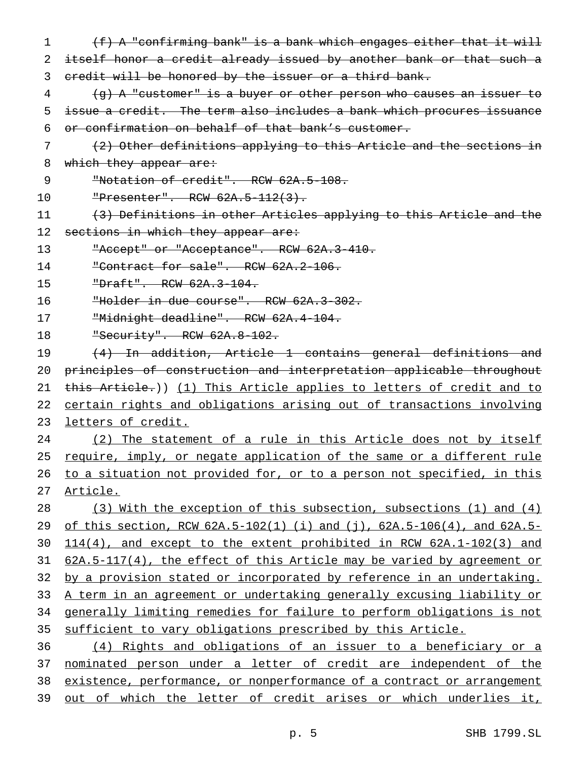~~(f) A "confirming bank" is a bank which engages either that it will itself honor a credit already issued by another bank or that such a credit will be honored by the issuer or a third bank.~~

~~(g) A "customer" is a buyer or other person who causes an issuer to issue a credit. The term also includes a bank which procures issuance or confirmation on behalf of that bank's customer.~~

~~(2) Other definitions applying to this Article and the sections in which they appear are:~~

~~"Notation of credit". RCW 62A.5-108.~~

~~"Presenter". RCW 62A.5-112(3).~~

~~(3) Definitions in other Articles applying to this Article and the sections in which they appear are:~~

~~"Accept" or "Acceptance". RCW 62A.3-410.~~

~~"Contract for sale". RCW 62A.2-106.~~

~~"Draft". RCW 62A.3-104.~~

~~"Holder in due course". RCW 62A.3-302.~~

~~"Midnight deadline". RCW 62A.4-104.~~

~~"Security". RCW 62A.8-102.~~

~~(4) In addition, Article 1 contains general definitions and principles of construction and interpretation applicable throughout this Article.~~)) <u>(1) This Article applies to letters of credit and to certain rights and obligations arising out of transactions involving letters of credit.</u>

<u>(2) The statement of a rule in this Article does not by itself require, imply, or negate application of the same or a different rule to a situation not provided for, or to a person not specified, in this Article.</u>

<u>(3) With the exception of this subsection, subsections (1) and (4) of this section, RCW 62A.5-102(1) (i) and (j), 62A.5-106(4), and 62A.5-114(4), and except to the extent prohibited in RCW 62A.1-102(3) and 62A.5-117(4), the effect of this Article may be varied by agreement or by a provision stated or incorporated by reference in an undertaking. A term in an agreement or undertaking generally excusing liability or generally limiting remedies for failure to perform obligations is not sufficient to vary obligations prescribed by this Article.</u>

<u>(4) Rights and obligations of an issuer to a beneficiary or a nominated person under a letter of credit are independent of the existence, performance, or nonperformance of a contract or arrangement out of which the letter of credit arises or which underlies it,</u>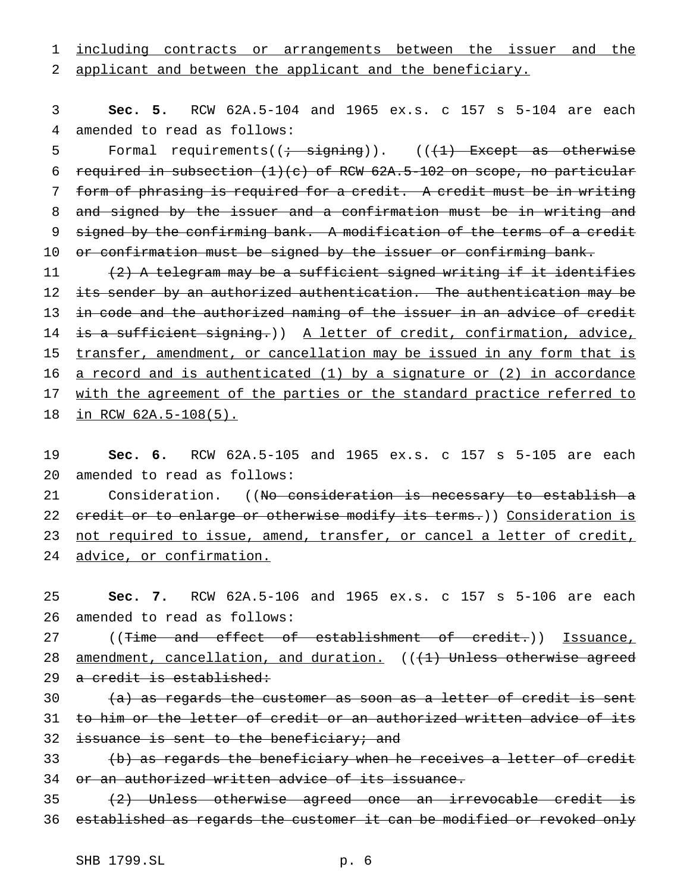including contracts or arrangements between the issuer and the applicant and between the applicant and the beneficiary.

**Sec. 5.** RCW 62A.5-104 and 1965 ex.s. c 157 s 5-104 are each amended to read as follows:

Formal requirements((~~; signing~~)). ((~~(1) Except as otherwise required in subsection (1)(c) of RCW 62A.5-102 on scope, no particular form of phrasing is required for a credit. A credit must be in writing and signed by the issuer and a confirmation must be in writing and signed by the confirming bank. A modification of the terms of a credit or confirmation must be signed by the issuer or confirming bank.~~

~~(2) A telegram may be a sufficient signed writing if it identifies its sender by an authorized authentication. The authentication may be in code and the authorized naming of the issuer in an advice of credit is a sufficient signing.~~)) A letter of credit, confirmation, advice, transfer, amendment, or cancellation may be issued in any form that is a record and is authenticated (1) by a signature or (2) in accordance with the agreement of the parties or the standard practice referred to in RCW 62A.5-108(5).

**Sec. 6.** RCW 62A.5-105 and 1965 ex.s. c 157 s 5-105 are each amended to read as follows:

Consideration. ((~~No consideration is necessary to establish a credit or to enlarge or otherwise modify its terms.~~)) Consideration is not required to issue, amend, transfer, or cancel a letter of credit, advice, or confirmation.

**Sec. 7.** RCW 62A.5-106 and 1965 ex.s. c 157 s 5-106 are each amended to read as follows:

((~~Time and effect of establishment of credit.~~)) Issuance, amendment, cancellation, and duration. ((~~(1) Unless otherwise agreed a credit is established:~~

~~(a) as regards the customer as soon as a letter of credit is sent to him or the letter of credit or an authorized written advice of its issuance is sent to the beneficiary; and~~

~~(b) as regards the beneficiary when he receives a letter of credit or an authorized written advice of its issuance.~~

~~(2) Unless otherwise agreed once an irrevocable credit is established as regards the customer it can be modified or revoked only~~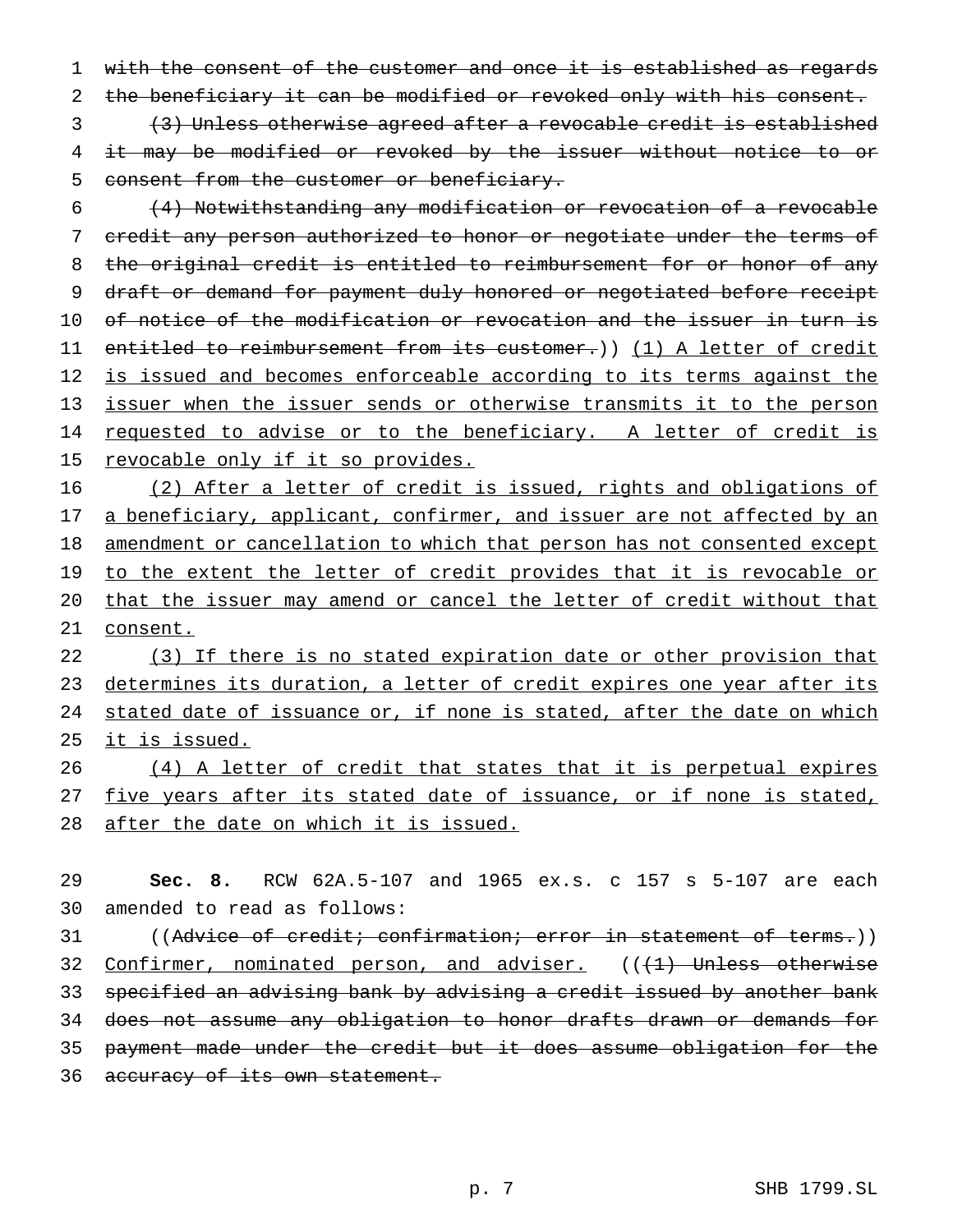~~with the consent of the customer and once it is established as regards the beneficiary it can be modified or revoked only with his consent.~~

~~(3) Unless otherwise agreed after a revocable credit is established it may be modified or revoked by the issuer without notice to or consent from the customer or beneficiary.~~

~~(4) Notwithstanding any modification or revocation of a revocable credit any person authorized to honor or negotiate under the terms of the original credit is entitled to reimbursement for or honor of any draft or demand for payment duly honored or negotiated before receipt of notice of the modification or revocation and the issuer in turn is entitled to reimbursement from its customer.~~)) <u>(1) A letter of credit is issued and becomes enforceable according to its terms against the issuer when the issuer sends or otherwise transmits it to the person requested to advise or to the beneficiary. A letter of credit is revocable only if it so provides.</u>

<u>(2) After a letter of credit is issued, rights and obligations of a beneficiary, applicant, confirmer, and issuer are not affected by an amendment or cancellation to which that person has not consented except to the extent the letter of credit provides that it is revocable or that the issuer may amend or cancel the letter of credit without that consent.</u>

<u>(3) If there is no stated expiration date or other provision that determines its duration, a letter of credit expires one year after its stated date of issuance or, if none is stated, after the date on which it is issued.</u>

<u>(4) A letter of credit that states that it is perpetual expires five years after its stated date of issuance, or if none is stated, after the date on which it is issued.</u>

**Sec. 8.** RCW 62A.5-107 and 1965 ex.s. c 157 s 5-107 are each amended to read as follows:

((~~Advice of credit; confirmation; error in statement of terms.~~)) <u>Confirmer, nominated person, and adviser.</u> ((~~(1) Unless otherwise specified an advising bank by advising a credit issued by another bank does not assume any obligation to honor drafts drawn or demands for payment made under the credit but it does assume obligation for the accuracy of its own statement.~~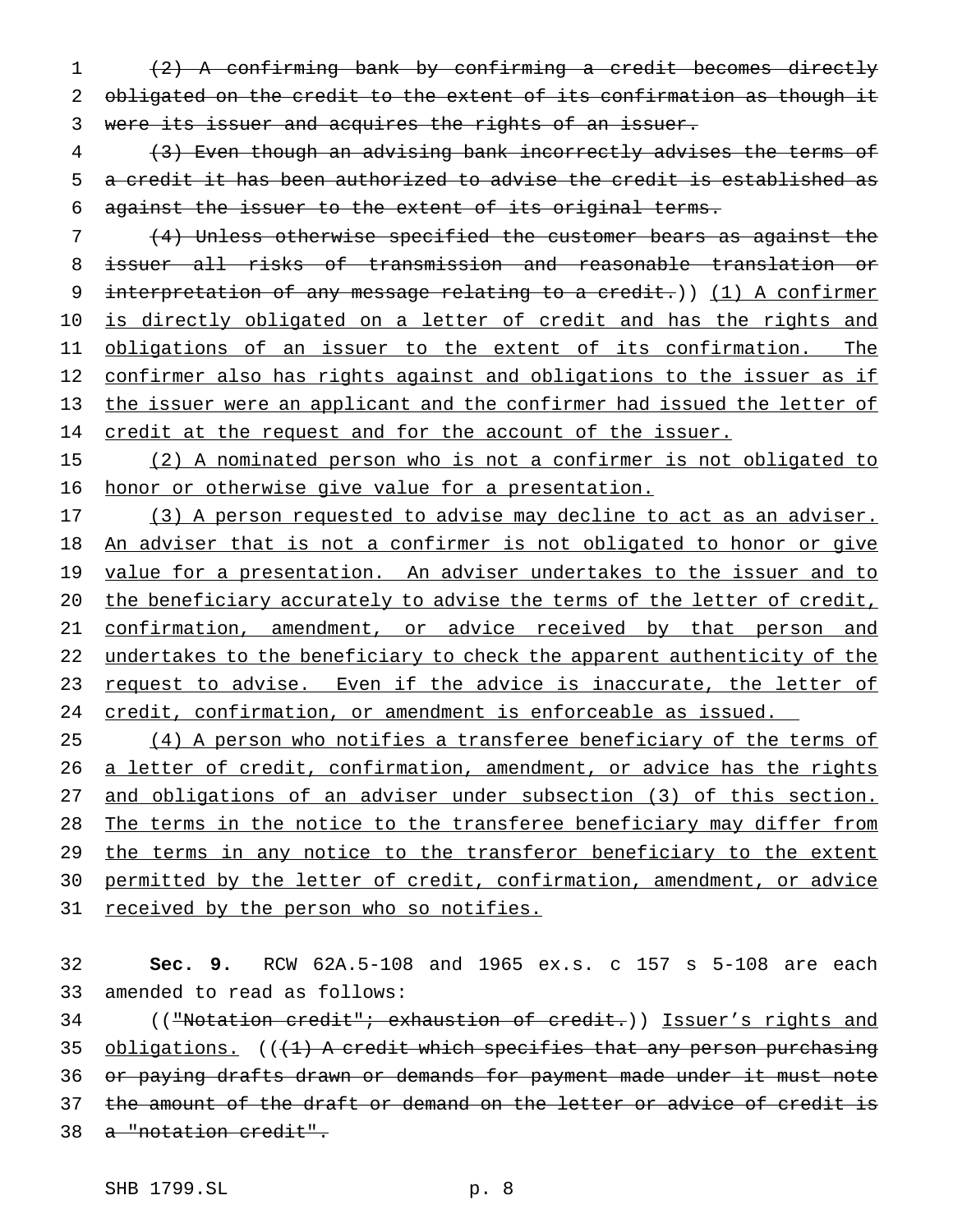~~(2) A confirming bank by confirming a credit becomes directly obligated on the credit to the extent of its confirmation as though it were its issuer and acquires the rights of an issuer.~~

~~(3) Even though an advising bank incorrectly advises the terms of a credit it has been authorized to advise the credit is established as against the issuer to the extent of its original terms.~~

~~(4) Unless otherwise specified the customer bears as against the issuer all risks of transmission and reasonable translation or interpretation of any message relating to a credit.~~)) <u>(1) A confirmer is directly obligated on a letter of credit and has the rights and obligations of an issuer to the extent of its confirmation. The confirmer also has rights against and obligations to the issuer as if the issuer were an applicant and the confirmer had issued the letter of credit at the request and for the account of the issuer.</u>

<u>(2) A nominated person who is not a confirmer is not obligated to honor or otherwise give value for a presentation.</u>

<u>(3) A person requested to advise may decline to act as an adviser. An adviser that is not a confirmer is not obligated to honor or give value for a presentation. An adviser undertakes to the issuer and to the beneficiary accurately to advise the terms of the letter of credit, confirmation, amendment, or advice received by that person and undertakes to the beneficiary to check the apparent authenticity of the request to advise. Even if the advice is inaccurate, the letter of credit, confirmation, or amendment is enforceable as issued.</u>

<u>(4) A person who notifies a transferee beneficiary of the terms of a letter of credit, confirmation, amendment, or advice has the rights and obligations of an adviser under subsection (3) of this section. The terms in the notice to the transferee beneficiary may differ from the terms in any notice to the transferor beneficiary to the extent permitted by the letter of credit, confirmation, amendment, or advice received by the person who so notifies.</u>

**Sec. 9.** RCW 62A.5-108 and 1965 ex.s. c 157 s 5-108 are each amended to read as follows:

((~~"Notation credit"; exhaustion of credit.~~)) <u>Issuer's rights and obligations.</u> ((~~(1) A credit which specifies that any person purchasing or paying drafts drawn or demands for payment made under it must note the amount of the draft or demand on the letter or advice of credit is a "notation credit".~~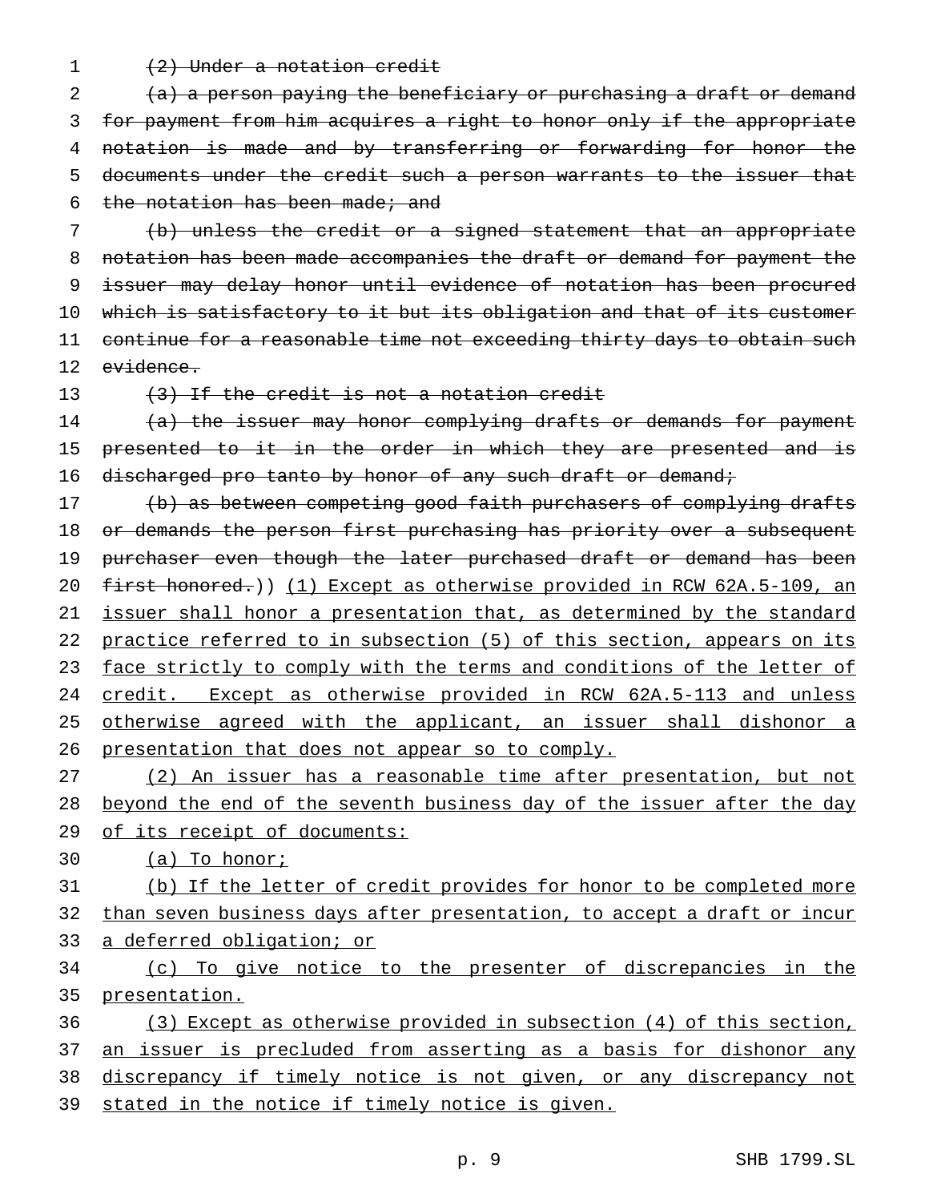~~(2) Under a notation credit~~

~~(a) a person paying the beneficiary or purchasing a draft or demand for payment from him acquires a right to honor only if the appropriate notation is made and by transferring or forwarding for honor the documents under the credit such a person warrants to the issuer that the notation has been made; and~~

~~(b) unless the credit or a signed statement that an appropriate notation has been made accompanies the draft or demand for payment the issuer may delay honor until evidence of notation has been procured which is satisfactory to it but its obligation and that of its customer continue for a reasonable time not exceeding thirty days to obtain such evidence.~~

~~(3) If the credit is not a notation credit~~

~~(a) the issuer may honor complying drafts or demands for payment presented to it in the order in which they are presented and is discharged pro tanto by honor of any such draft or demand;~~

~~(b) as between competing good faith purchasers of complying drafts or demands the person first purchasing has priority over a subsequent purchaser even though the later purchased draft or demand has been first honored.~~)) <u>(1) Except as otherwise provided in RCW 62A.5-109, an issuer shall honor a presentation that, as determined by the standard practice referred to in subsection (5) of this section, appears on its face strictly to comply with the terms and conditions of the letter of credit. Except as otherwise provided in RCW 62A.5-113 and unless otherwise agreed with the applicant, an issuer shall dishonor a presentation that does not appear so to comply.</u>

<u>(2) An issuer has a reasonable time after presentation, but not beyond the end of the seventh business day of the issuer after the day of its receipt of documents:</u>

<u>(a) To honor;</u>

<u>(b) If the letter of credit provides for honor to be completed more than seven business days after presentation, to accept a draft or incur a deferred obligation; or</u>

<u>(c) To give notice to the presenter of discrepancies in the presentation.</u>

<u>(3) Except as otherwise provided in subsection (4) of this section, an issuer is precluded from asserting as a basis for dishonor any discrepancy if timely notice is not given, or any discrepancy not stated in the notice if timely notice is given.</u>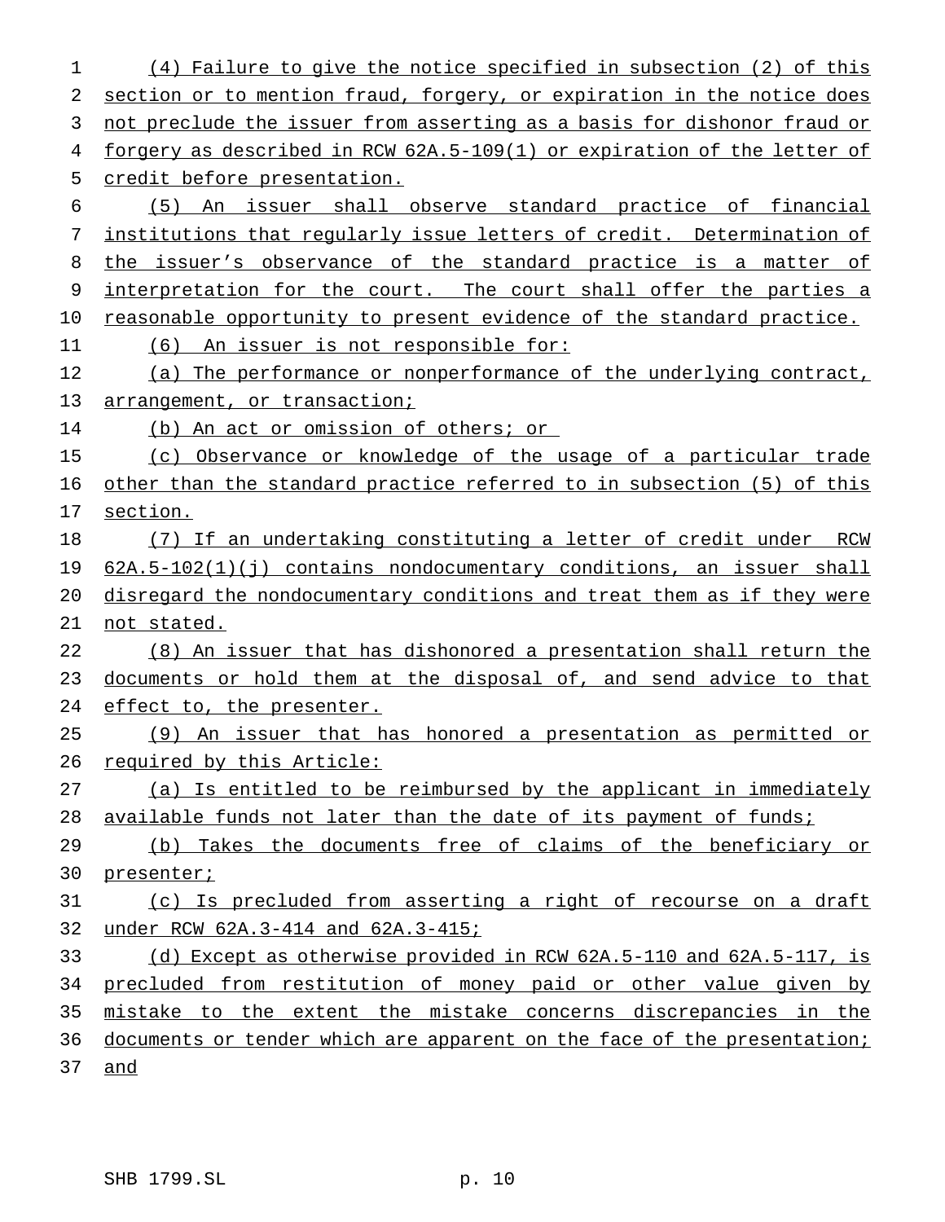(4) Failure to give the notice specified in subsection (2) of this section or to mention fraud, forgery, or expiration in the notice does not preclude the issuer from asserting as a basis for dishonor fraud or forgery as described in RCW 62A.5-109(1) or expiration of the letter of credit before presentation.

(5) An issuer shall observe standard practice of financial institutions that regularly issue letters of credit. Determination of the issuer's observance of the standard practice is a matter of interpretation for the court. The court shall offer the parties a reasonable opportunity to present evidence of the standard practice.

(6) An issuer is not responsible for:

(a) The performance or nonperformance of the underlying contract, arrangement, or transaction;

(b) An act or omission of others; or

(c) Observance or knowledge of the usage of a particular trade other than the standard practice referred to in subsection (5) of this section.

(7) If an undertaking constituting a letter of credit under RCW 62A.5-102(1)(j) contains nondocumentary conditions, an issuer shall disregard the nondocumentary conditions and treat them as if they were not stated.

(8) An issuer that has dishonored a presentation shall return the documents or hold them at the disposal of, and send advice to that effect to, the presenter.

(9) An issuer that has honored a presentation as permitted or required by this Article:

(a) Is entitled to be reimbursed by the applicant in immediately available funds not later than the date of its payment of funds;

(b) Takes the documents free of claims of the beneficiary or presenter;

(c) Is precluded from asserting a right of recourse on a draft under RCW 62A.3-414 and 62A.3-415;

(d) Except as otherwise provided in RCW 62A.5-110 and 62A.5-117, is precluded from restitution of money paid or other value given by mistake to the extent the mistake concerns discrepancies in the documents or tender which are apparent on the face of the presentation; and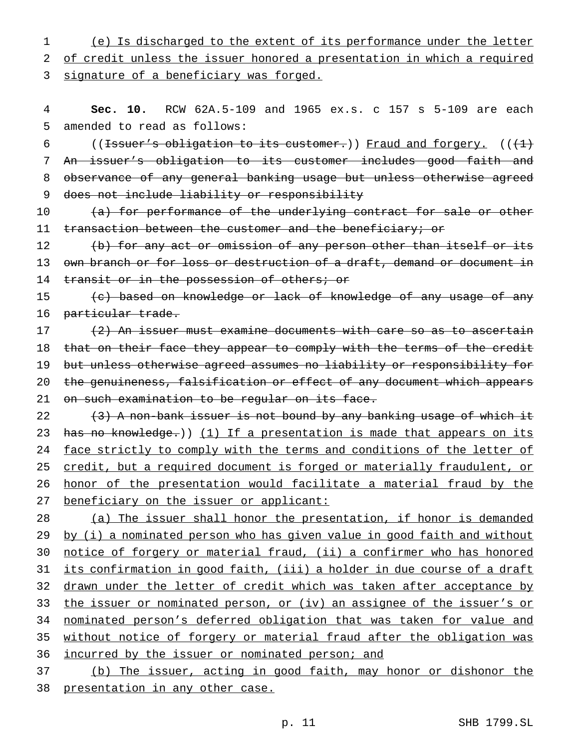(e) Is discharged to the extent of its performance under the letter of credit unless the issuer honored a presentation in which a required signature of a beneficiary was forged.

**Sec. 10.** RCW 62A.5-109 and 1965 ex.s. c 157 s 5-109 are each amended to read as follows:

((~~Issuer's obligation to its customer.~~)) Fraud and forgery. ((~~(1) An issuer's obligation to its customer includes good faith and observance of any general banking usage but unless otherwise agreed does not include liability or responsibility~~

~~(a) for performance of the underlying contract for sale or other transaction between the customer and the beneficiary; or~~

~~(b) for any act or omission of any person other than itself or its own branch or for loss or destruction of a draft, demand or document in transit or in the possession of others; or~~

~~(c) based on knowledge or lack of knowledge of any usage of any particular trade.~~

~~(2) An issuer must examine documents with care so as to ascertain that on their face they appear to comply with the terms of the credit but unless otherwise agreed assumes no liability or responsibility for the genuineness, falsification or effect of any document which appears on such examination to be regular on its face.~~

~~(3) A non-bank issuer is not bound by any banking usage of which it has no knowledge.~~)) (1) If a presentation is made that appears on its face strictly to comply with the terms and conditions of the letter of credit, but a required document is forged or materially fraudulent, or honor of the presentation would facilitate a material fraud by the beneficiary on the issuer or applicant:

(a) The issuer shall honor the presentation, if honor is demanded by (i) a nominated person who has given value in good faith and without notice of forgery or material fraud, (ii) a confirmer who has honored its confirmation in good faith, (iii) a holder in due course of a draft drawn under the letter of credit which was taken after acceptance by the issuer or nominated person, or (iv) an assignee of the issuer's or nominated person's deferred obligation that was taken for value and without notice of forgery or material fraud after the obligation was incurred by the issuer or nominated person; and

(b) The issuer, acting in good faith, may honor or dishonor the presentation in any other case.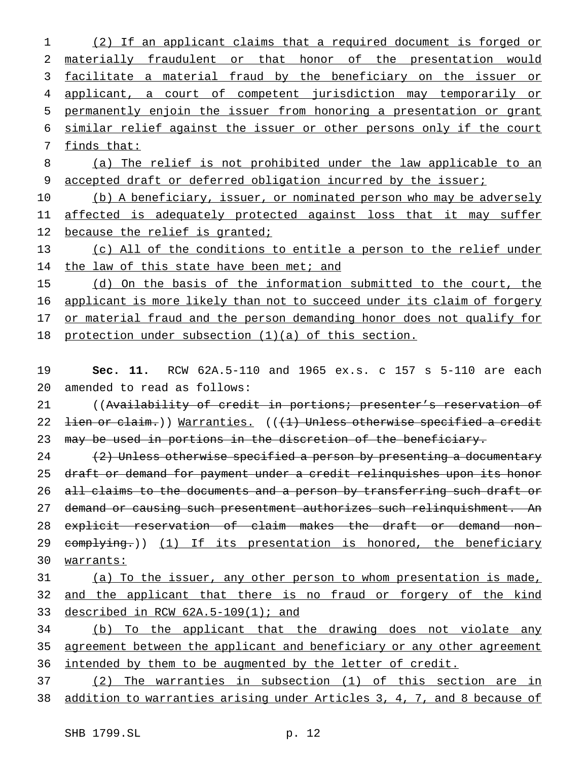(2) If an applicant claims that a required document is forged or materially fraudulent or that honor of the presentation would facilitate a material fraud by the beneficiary on the issuer or applicant, a court of competent jurisdiction may temporarily or permanently enjoin the issuer from honoring a presentation or grant similar relief against the issuer or other persons only if the court finds that:

(a) The relief is not prohibited under the law applicable to an accepted draft or deferred obligation incurred by the issuer;

(b) A beneficiary, issuer, or nominated person who may be adversely affected is adequately protected against loss that it may suffer because the relief is granted;

(c) All of the conditions to entitle a person to the relief under the law of this state have been met; and

(d) On the basis of the information submitted to the court, the applicant is more likely than not to succeed under its claim of forgery or material fraud and the person demanding honor does not qualify for protection under subsection (1)(a) of this section.

**Sec. 11.** RCW 62A.5-110 and 1965 ex.s. c 157 s 5-110 are each amended to read as follows:

((~~Availability of credit in portions; presenter's reservation of lien or claim.~~)) Warranties. ((~~(1) Unless otherwise specified a credit may be used in portions in the discretion of the beneficiary.~~

~~(2) Unless otherwise specified a person by presenting a documentary draft or demand for payment under a credit relinquishes upon its honor all claims to the documents and a person by transferring such draft or demand or causing such presentment authorizes such relinquishment. An explicit reservation of claim makes the draft or demand non-complying.~~)) (1) If its presentation is honored, the beneficiary warrants:

(a) To the issuer, any other person to whom presentation is made, and the applicant that there is no fraud or forgery of the kind described in RCW 62A.5-109(1); and

(b) To the applicant that the drawing does not violate any agreement between the applicant and beneficiary or any other agreement intended by them to be augmented by the letter of credit.

(2) The warranties in subsection (1) of this section are in addition to warranties arising under Articles 3, 4, 7, and 8 because of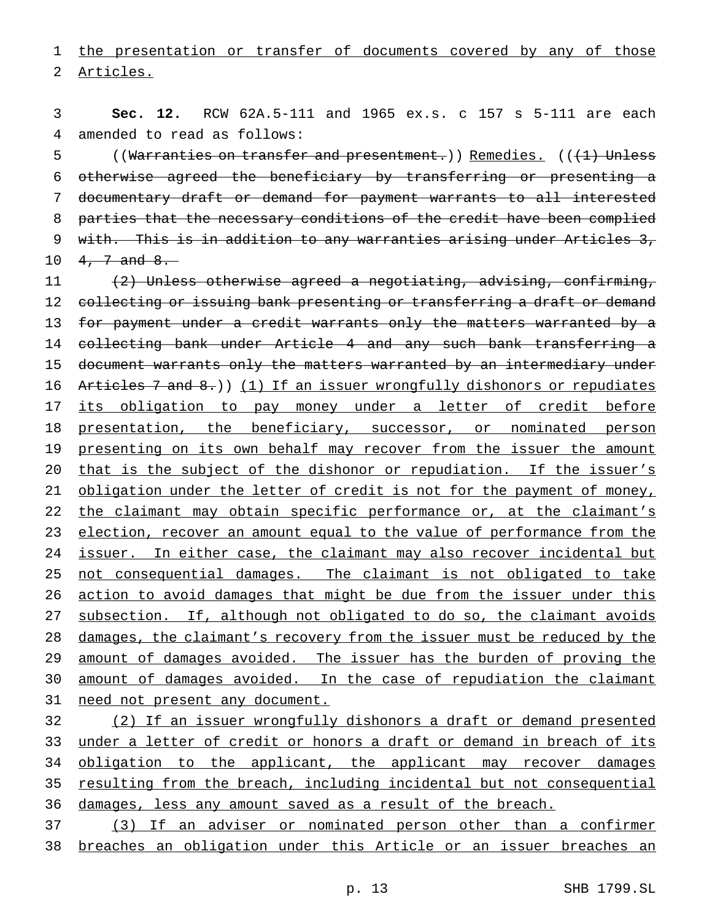the presentation or transfer of documents covered by any of those Articles.

**Sec. 12.** RCW 62A.5-111 and 1965 ex.s. c 157 s 5-111 are each amended to read as follows:

((~~Warranties on transfer and presentment.~~)) Remedies. ((~~(1) Unless otherwise agreed the beneficiary by transferring or presenting a documentary draft or demand for payment warrants to all interested parties that the necessary conditions of the credit have been complied with. This is in addition to any warranties arising under Articles 3, 4, 7 and 8.~~

~~(2) Unless otherwise agreed a negotiating, advising, confirming, collecting or issuing bank presenting or transferring a draft or demand for payment under a credit warrants only the matters warranted by a collecting bank under Article 4 and any such bank transferring a document warrants only the matters warranted by an intermediary under Articles 7 and 8.~~)) (1) If an issuer wrongfully dishonors or repudiates its obligation to pay money under a letter of credit before presentation, the beneficiary, successor, or nominated person presenting on its own behalf may recover from the issuer the amount that is the subject of the dishonor or repudiation. If the issuer's obligation under the letter of credit is not for the payment of money, the claimant may obtain specific performance or, at the claimant's election, recover an amount equal to the value of performance from the issuer. In either case, the claimant may also recover incidental but not consequential damages. The claimant is not obligated to take action to avoid damages that might be due from the issuer under this subsection. If, although not obligated to do so, the claimant avoids damages, the claimant's recovery from the issuer must be reduced by the amount of damages avoided. The issuer has the burden of proving the amount of damages avoided. In the case of repudiation the claimant need not present any document.

(2) If an issuer wrongfully dishonors a draft or demand presented under a letter of credit or honors a draft or demand in breach of its obligation to the applicant, the applicant may recover damages resulting from the breach, including incidental but not consequential damages, less any amount saved as a result of the breach.

(3) If an adviser or nominated person other than a confirmer breaches an obligation under this Article or an issuer breaches an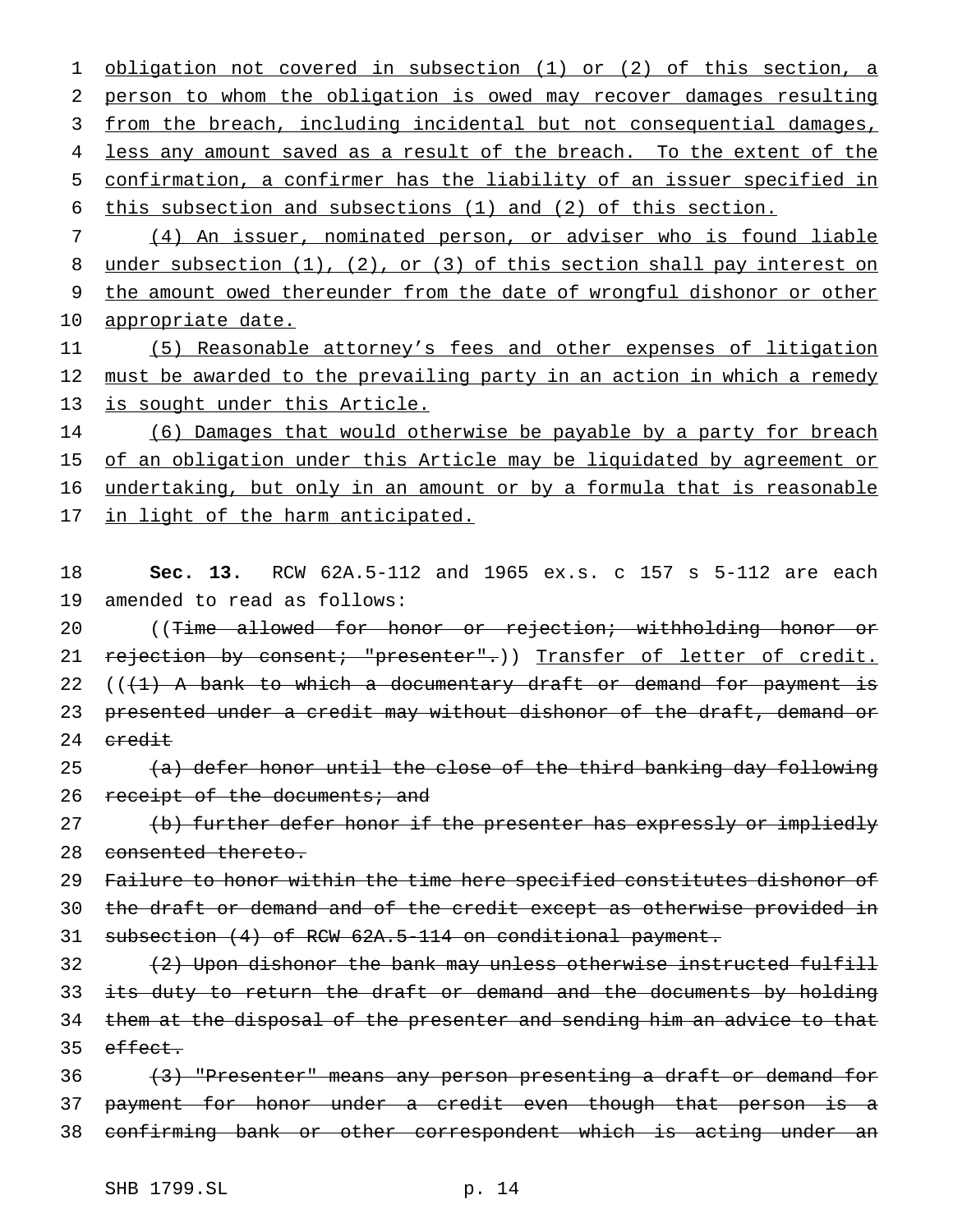obligation not covered in subsection (1) or (2) of this section, a person to whom the obligation is owed may recover damages resulting from the breach, including incidental but not consequential damages, less any amount saved as a result of the breach. To the extent of the confirmation, a confirmer has the liability of an issuer specified in this subsection and subsections (1) and (2) of this section.

(4) An issuer, nominated person, or adviser who is found liable under subsection (1), (2), or (3) of this section shall pay interest on the amount owed thereunder from the date of wrongful dishonor or other appropriate date.

(5) Reasonable attorney's fees and other expenses of litigation must be awarded to the prevailing party in an action in which a remedy is sought under this Article.

(6) Damages that would otherwise be payable by a party for breach of an obligation under this Article may be liquidated by agreement or undertaking, but only in an amount or by a formula that is reasonable in light of the harm anticipated.

**Sec. 13.** RCW 62A.5-112 and 1965 ex.s. c 157 s 5-112 are each amended to read as follows:

((~~Time allowed for honor or rejection; withholding honor or rejection by consent; "presenter".~~)) Transfer of letter of credit. ((~~(1) A bank to which a documentary draft or demand for payment is presented under a credit may without dishonor of the draft, demand or credit~~

~~(a) defer honor until the close of the third banking day following receipt of the documents; and~~

~~(b) further defer honor if the presenter has expressly or impliedly consented thereto.~~

~~Failure to honor within the time here specified constitutes dishonor of the draft or demand and of the credit except as otherwise provided in subsection (4) of RCW 62A.5-114 on conditional payment.~~

~~(2) Upon dishonor the bank may unless otherwise instructed fulfill its duty to return the draft or demand and the documents by holding them at the disposal of the presenter and sending him an advice to that effect.~~

~~(3) "Presenter" means any person presenting a draft or demand for payment for honor under a credit even though that person is a confirming bank or other correspondent which is acting under an~~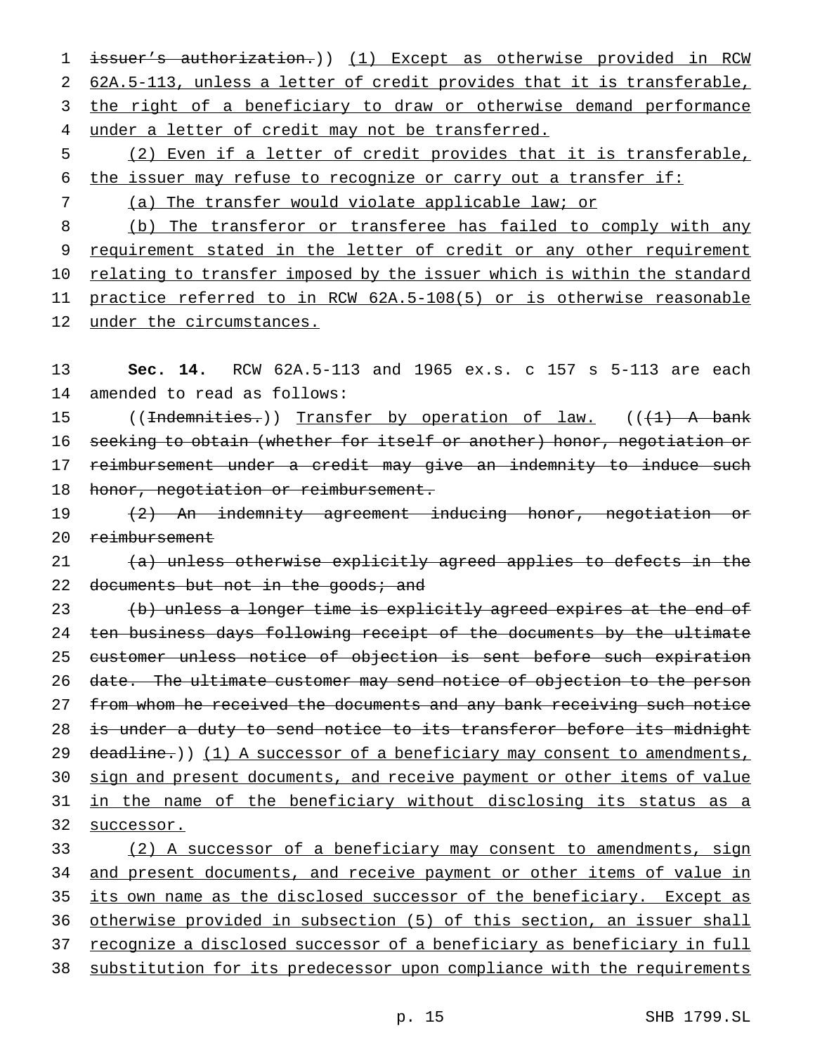issuer's authorization.)) (1) Except as otherwise provided in RCW 62A.5-113, unless a letter of credit provides that it is transferable, the right of a beneficiary to draw or otherwise demand performance under a letter of credit may not be transferred.

(2) Even if a letter of credit provides that it is transferable, the issuer may refuse to recognize or carry out a transfer if:

(a) The transfer would violate applicable law; or

(b) The transferor or transferee has failed to comply with any requirement stated in the letter of credit or any other requirement relating to transfer imposed by the issuer which is within the standard practice referred to in RCW 62A.5-108(5) or is otherwise reasonable under the circumstances.

**Sec. 14.** RCW 62A.5-113 and 1965 ex.s. c 157 s 5-113 are each amended to read as follows:

((Indemnities.)) Transfer by operation of law. (((1) A bank seeking to obtain (whether for itself or another) honor, negotiation or reimbursement under a credit may give an indemnity to induce such honor, negotiation or reimbursement.

(2) An indemnity agreement inducing honor, negotiation or reimbursement

(a) unless otherwise explicitly agreed applies to defects in the documents but not in the goods; and

(b) unless a longer time is explicitly agreed expires at the end of ten business days following receipt of the documents by the ultimate customer unless notice of objection is sent before such expiration date. The ultimate customer may send notice of objection to the person from whom he received the documents and any bank receiving such notice is under a duty to send notice to its transferor before its midnight deadline.)) (1) A successor of a beneficiary may consent to amendments, sign and present documents, and receive payment or other items of value in the name of the beneficiary without disclosing its status as a successor.

(2) A successor of a beneficiary may consent to amendments, sign and present documents, and receive payment or other items of value in its own name as the disclosed successor of the beneficiary. Except as otherwise provided in subsection (5) of this section, an issuer shall recognize a disclosed successor of a beneficiary as beneficiary in full substitution for its predecessor upon compliance with the requirements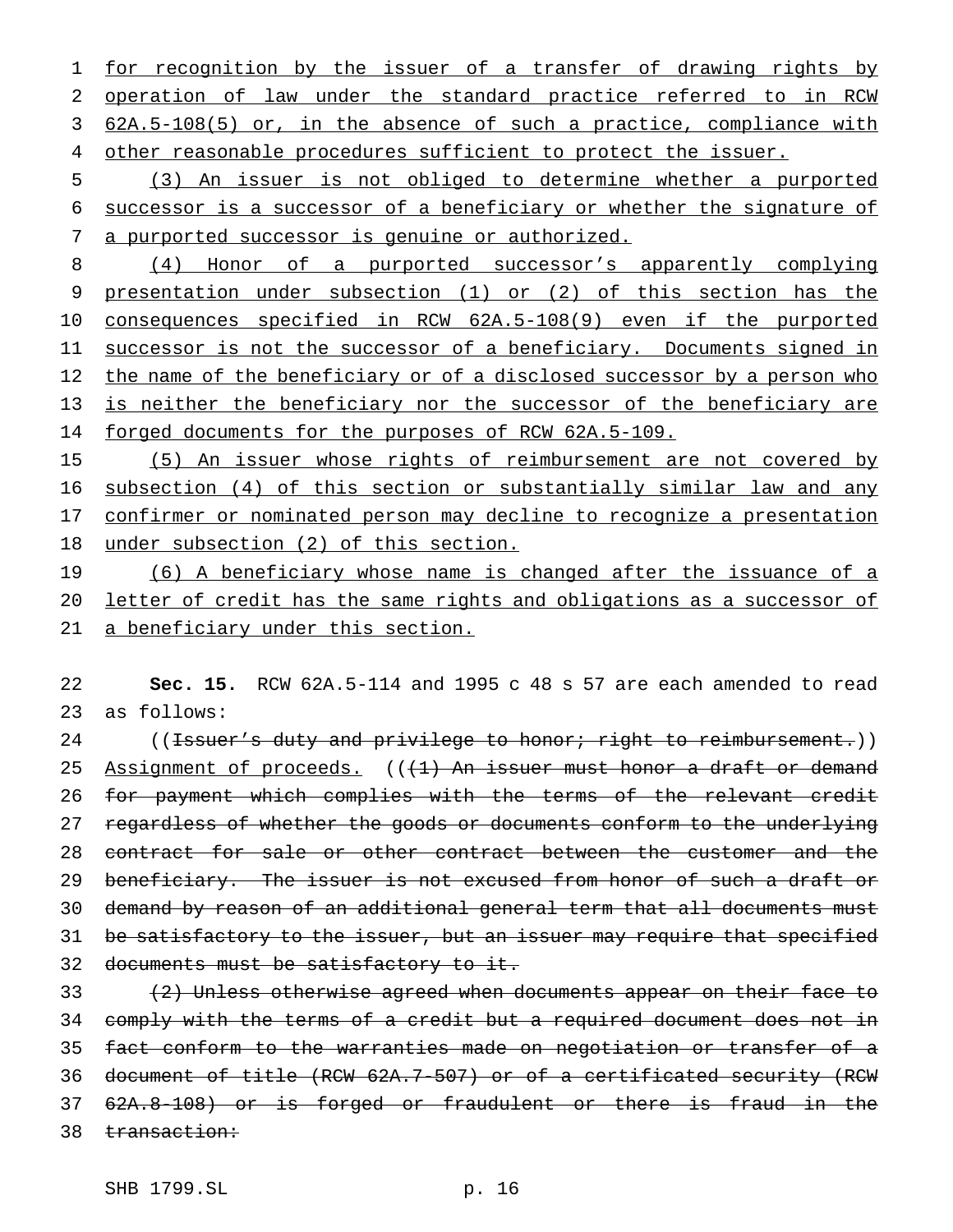for recognition by the issuer of a transfer of drawing rights by operation of law under the standard practice referred to in RCW 62A.5-108(5) or, in the absence of such a practice, compliance with other reasonable procedures sufficient to protect the issuer.

(3) An issuer is not obliged to determine whether a purported successor is a successor of a beneficiary or whether the signature of a purported successor is genuine or authorized.

(4) Honor of a purported successor's apparently complying presentation under subsection (1) or (2) of this section has the consequences specified in RCW 62A.5-108(9) even if the purported successor is not the successor of a beneficiary. Documents signed in the name of the beneficiary or of a disclosed successor by a person who is neither the beneficiary nor the successor of the beneficiary are forged documents for the purposes of RCW 62A.5-109.

(5) An issuer whose rights of reimbursement are not covered by subsection (4) of this section or substantially similar law and any confirmer or nominated person may decline to recognize a presentation under subsection (2) of this section.

(6) A beneficiary whose name is changed after the issuance of a letter of credit has the same rights and obligations as a successor of a beneficiary under this section.

**Sec. 15.** RCW 62A.5-114 and 1995 c 48 s 57 are each amended to read as follows:

((~~Issuer's duty and privilege to honor; right to reimbursement.~~)) Assignment of proceeds. ((~~(1) An issuer must honor a draft or demand for payment which complies with the terms of the relevant credit regardless of whether the goods or documents conform to the underlying contract for sale or other contract between the customer and the beneficiary. The issuer is not excused from honor of such a draft or demand by reason of an additional general term that all documents must be satisfactory to the issuer, but an issuer may require that specified documents must be satisfactory to it.~~

~~(2) Unless otherwise agreed when documents appear on their face to comply with the terms of a credit but a required document does not in fact conform to the warranties made on negotiation or transfer of a document of title (RCW 62A.7-507) or of a certificated security (RCW 62A.8-108) or is forged or fraudulent or there is fraud in the transaction:~~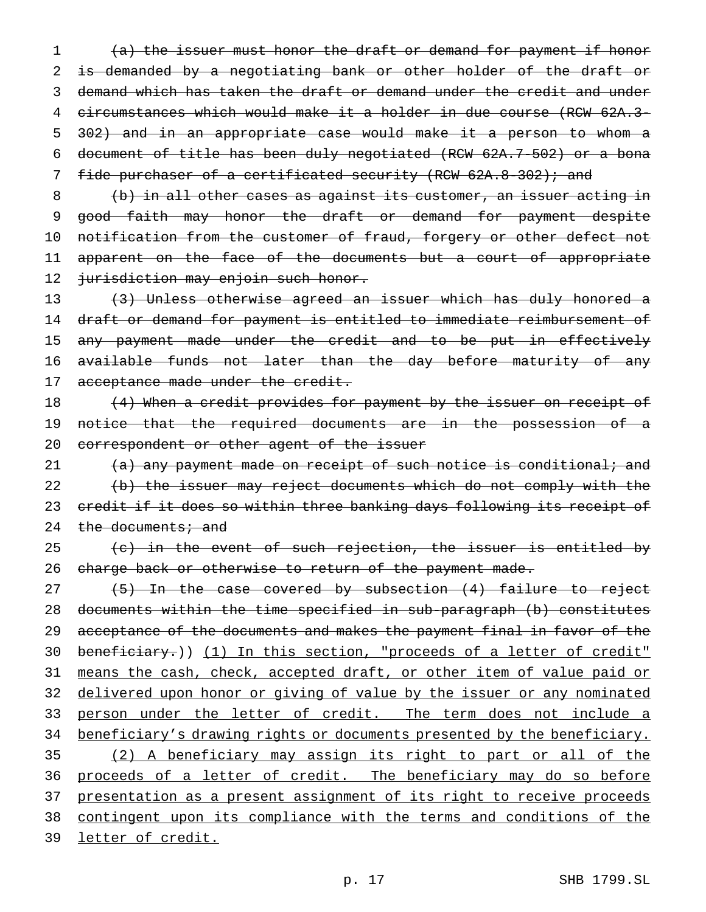~~(a) the issuer must honor the draft or demand for payment if honor is demanded by a negotiating bank or other holder of the draft or demand which has taken the draft or demand under the credit and under circumstances which would make it a holder in due course (RCW 62A.3-302) and in an appropriate case would make it a person to whom a document of title has been duly negotiated (RCW 62A.7-502) or a bona fide purchaser of a certificated security (RCW 62A.8-302); and~~

~~(b) in all other cases as against its customer, an issuer acting in good faith may honor the draft or demand for payment despite notification from the customer of fraud, forgery or other defect not apparent on the face of the documents but a court of appropriate jurisdiction may enjoin such honor.~~

~~(3) Unless otherwise agreed an issuer which has duly honored a draft or demand for payment is entitled to immediate reimbursement of any payment made under the credit and to be put in effectively available funds not later than the day before maturity of any acceptance made under the credit.~~

~~(4) When a credit provides for payment by the issuer on receipt of notice that the required documents are in the possession of a correspondent or other agent of the issuer~~

~~(a) any payment made on receipt of such notice is conditional; and~~

~~(b) the issuer may reject documents which do not comply with the credit if it does so within three banking days following its receipt of the documents; and~~

~~(c) in the event of such rejection, the issuer is entitled by charge back or otherwise to return of the payment made.~~

~~(5) In the case covered by subsection (4) failure to reject documents within the time specified in sub-paragraph (b) constitutes acceptance of the documents and makes the payment final in favor of the beneficiary.~~)) <u>(1) In this section, "proceeds of a letter of credit" means the cash, check, accepted draft, or other item of value paid or delivered upon honor or giving of value by the issuer or any nominated person under the letter of credit. The term does not include a beneficiary's drawing rights or documents presented by the beneficiary.</u>

<u>(2) A beneficiary may assign its right to part or all of the proceeds of a letter of credit. The beneficiary may do so before presentation as a present assignment of its right to receive proceeds contingent upon its compliance with the terms and conditions of the letter of credit.</u>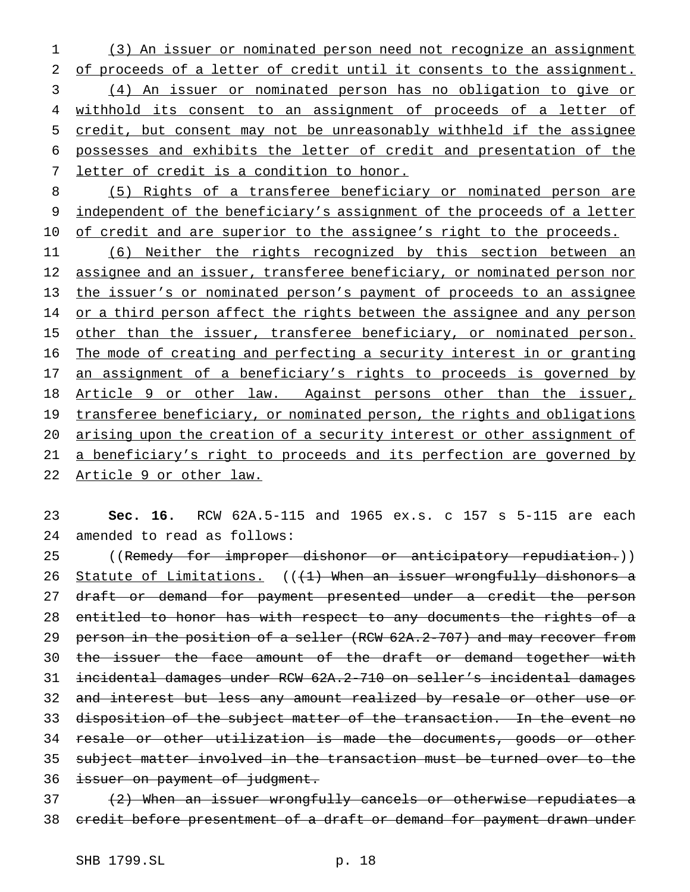(3) An issuer or nominated person need not recognize an assignment of proceeds of a letter of credit until it consents to the assignment.

(4) An issuer or nominated person has no obligation to give or withhold its consent to an assignment of proceeds of a letter of credit, but consent may not be unreasonably withheld if the assignee possesses and exhibits the letter of credit and presentation of the letter of credit is a condition to honor.

(5) Rights of a transferee beneficiary or nominated person are independent of the beneficiary's assignment of the proceeds of a letter of credit and are superior to the assignee's right to the proceeds.

(6) Neither the rights recognized by this section between an assignee and an issuer, transferee beneficiary, or nominated person nor the issuer's or nominated person's payment of proceeds to an assignee or a third person affect the rights between the assignee and any person other than the issuer, transferee beneficiary, or nominated person. The mode of creating and perfecting a security interest in or granting an assignment of a beneficiary's rights to proceeds is governed by Article 9 or other law. Against persons other than the issuer, transferee beneficiary, or nominated person, the rights and obligations arising upon the creation of a security interest or other assignment of a beneficiary's right to proceeds and its perfection are governed by Article 9 or other law.

**Sec. 16.** RCW 62A.5-115 and 1965 ex.s. c 157 s 5-115 are each amended to read as follows:

((~~Remedy for improper dishonor or anticipatory repudiation.~~)) Statute of Limitations. ((~~(1) When an issuer wrongfully dishonors a draft or demand for payment presented under a credit the person entitled to honor has with respect to any documents the rights of a person in the position of a seller (RCW 62A.2-707) and may recover from the issuer the face amount of the draft or demand together with incidental damages under RCW 62A.2-710 on seller's incidental damages and interest but less any amount realized by resale or other use or disposition of the subject matter of the transaction. In the event no resale or other utilization is made the documents, goods or other subject matter involved in the transaction must be turned over to the issuer on payment of judgment.~~

~~(2) When an issuer wrongfully cancels or otherwise repudiates a credit before presentment of a draft or demand for payment drawn under~~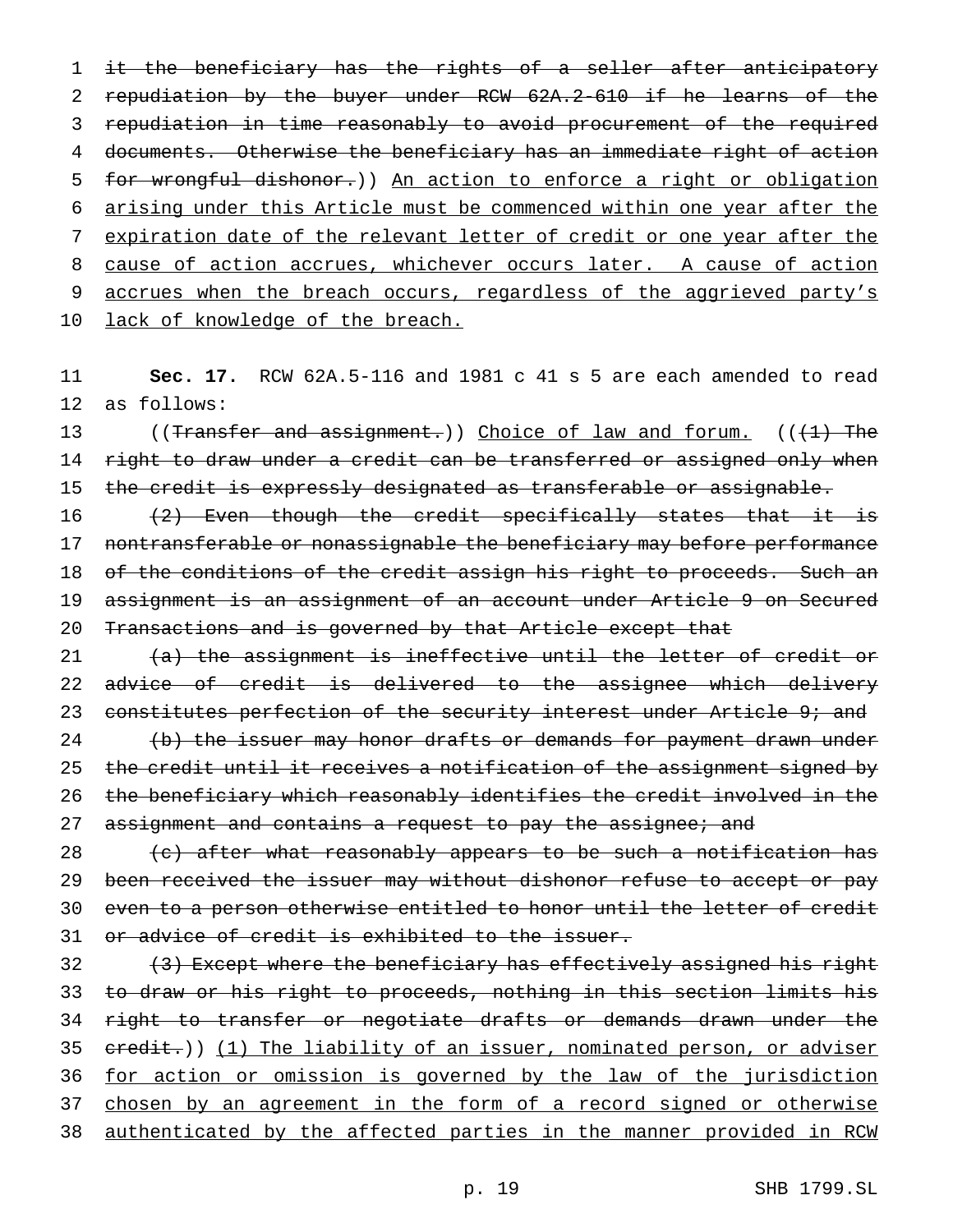~~it the beneficiary has the rights of a seller after anticipatory repudiation by the buyer under RCW 62A.2-610 if he learns of the repudiation in time reasonably to avoid procurement of the required documents. Otherwise the beneficiary has an immediate right of action for wrongful dishonor.~~)) An action to enforce a right or obligation arising under this Article must be commenced within one year after the expiration date of the relevant letter of credit or one year after the cause of action accrues, whichever occurs later. A cause of action accrues when the breach occurs, regardless of the aggrieved party's lack of knowledge of the breach.

**Sec. 17.** RCW 62A.5-116 and 1981 c 41 s 5 are each amended to read as follows:

((~~Transfer and assignment.~~)) Choice of law and forum. ((~~(1) The right to draw under a credit can be transferred or assigned only when the credit is expressly designated as transferable or assignable.~~

~~(2) Even though the credit specifically states that it is nontransferable or nonassignable the beneficiary may before performance of the conditions of the credit assign his right to proceeds. Such an assignment is an assignment of an account under Article 9 on Secured Transactions and is governed by that Article except that~~

~~(a) the assignment is ineffective until the letter of credit or advice of credit is delivered to the assignee which delivery constitutes perfection of the security interest under Article 9; and~~

~~(b) the issuer may honor drafts or demands for payment drawn under the credit until it receives a notification of the assignment signed by the beneficiary which reasonably identifies the credit involved in the assignment and contains a request to pay the assignee; and~~

~~(c) after what reasonably appears to be such a notification has been received the issuer may without dishonor refuse to accept or pay even to a person otherwise entitled to honor until the letter of credit or advice of credit is exhibited to the issuer.~~

~~(3) Except where the beneficiary has effectively assigned his right to draw or his right to proceeds, nothing in this section limits his right to transfer or negotiate drafts or demands drawn under the credit.~~)) (1) The liability of an issuer, nominated person, or adviser for action or omission is governed by the law of the jurisdiction chosen by an agreement in the form of a record signed or otherwise authenticated by the affected parties in the manner provided in RCW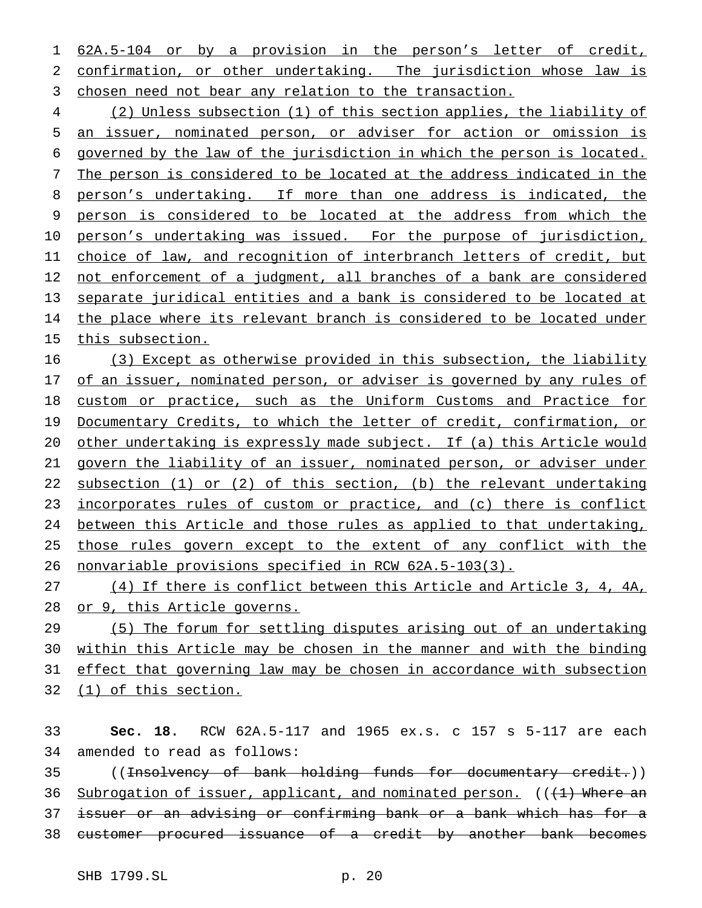62A.5-104 or by a provision in the person's letter of credit, confirmation, or other undertaking. The jurisdiction whose law is chosen need not bear any relation to the transaction.

(2) Unless subsection (1) of this section applies, the liability of an issuer, nominated person, or adviser for action or omission is governed by the law of the jurisdiction in which the person is located. The person is considered to be located at the address indicated in the person's undertaking. If more than one address is indicated, the person is considered to be located at the address from which the person's undertaking was issued. For the purpose of jurisdiction, choice of law, and recognition of interbranch letters of credit, but not enforcement of a judgment, all branches of a bank are considered separate juridical entities and a bank is considered to be located at the place where its relevant branch is considered to be located under this subsection.

(3) Except as otherwise provided in this subsection, the liability of an issuer, nominated person, or adviser is governed by any rules of custom or practice, such as the Uniform Customs and Practice for Documentary Credits, to which the letter of credit, confirmation, or other undertaking is expressly made subject. If (a) this Article would govern the liability of an issuer, nominated person, or adviser under subsection (1) or (2) of this section, (b) the relevant undertaking incorporates rules of custom or practice, and (c) there is conflict between this Article and those rules as applied to that undertaking, those rules govern except to the extent of any conflict with the nonvariable provisions specified in RCW 62A.5-103(3).

(4) If there is conflict between this Article and Article 3, 4, 4A, or 9, this Article governs.

(5) The forum for settling disputes arising out of an undertaking within this Article may be chosen in the manner and with the binding effect that governing law may be chosen in accordance with subsection (1) of this section.

**Sec. 18.** RCW 62A.5-117 and 1965 ex.s. c 157 s 5-117 are each amended to read as follows:

((~~Insolvency of bank holding funds for documentary credit.~~)) Subrogation of issuer, applicant, and nominated person. ((~~(1) Where an issuer or an advising or confirming bank or a bank which has for a customer procured issuance of a credit by another bank becomes~~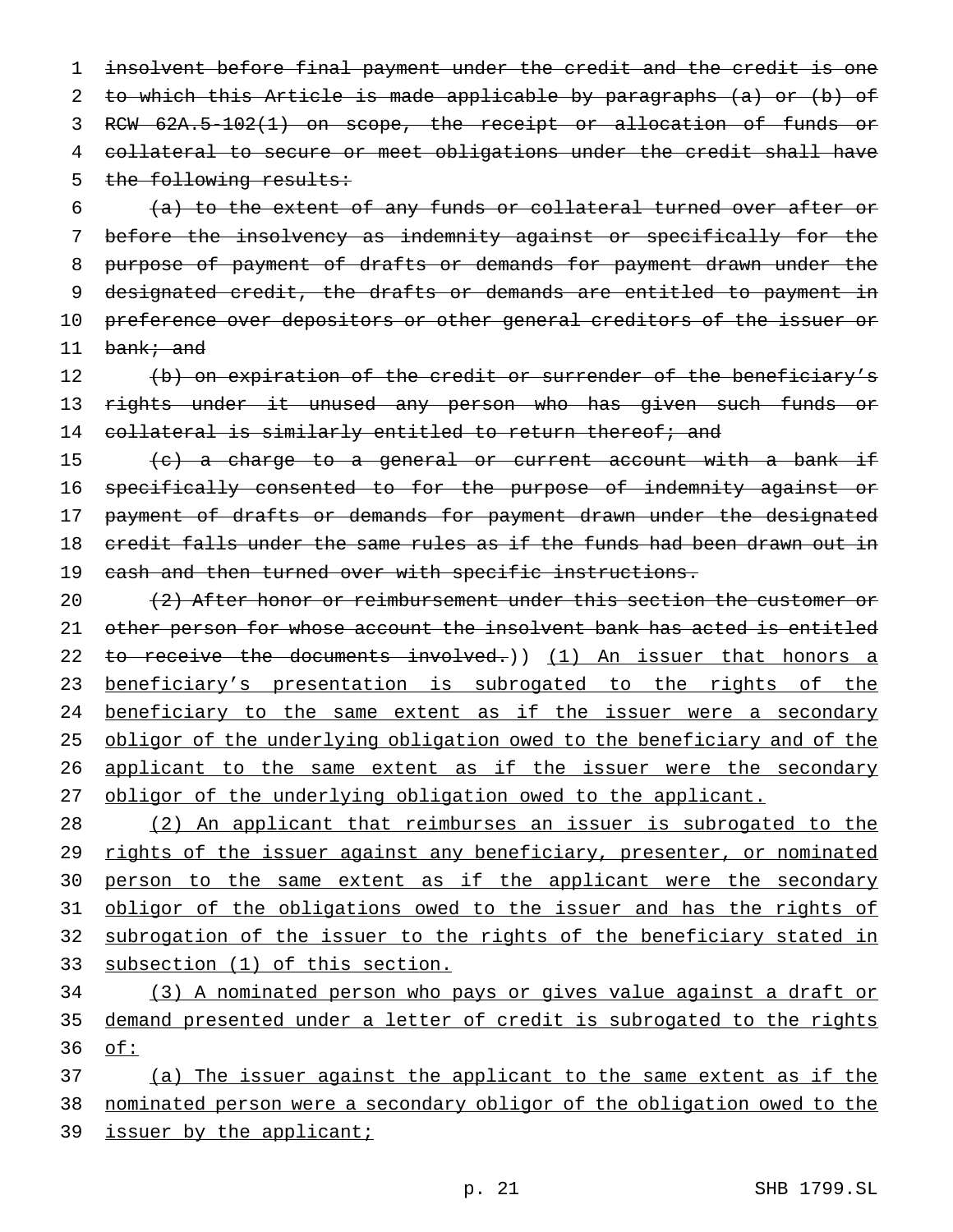~~insolvent before final payment under the credit and the credit is one to which this Article is made applicable by paragraphs (a) or (b) of RCW 62A.5-102(1) on scope, the receipt or allocation of funds or collateral to secure or meet obligations under the credit shall have the following results:~~

~~(a) to the extent of any funds or collateral turned over after or before the insolvency as indemnity against or specifically for the purpose of payment of drafts or demands for payment drawn under the designated credit, the drafts or demands are entitled to payment in preference over depositors or other general creditors of the issuer or bank; and~~

~~(b) on expiration of the credit or surrender of the beneficiary's rights under it unused any person who has given such funds or collateral is similarly entitled to return thereof; and~~

~~(c) a charge to a general or current account with a bank if specifically consented to for the purpose of indemnity against or payment of drafts or demands for payment drawn under the designated credit falls under the same rules as if the funds had been drawn out in cash and then turned over with specific instructions.~~

~~(2) After honor or reimbursement under this section the customer or other person for whose account the insolvent bank has acted is entitled to receive the documents involved.~~)) <u>(1) An issuer that honors a beneficiary's presentation is subrogated to the rights of the beneficiary to the same extent as if the issuer were a secondary obligor of the underlying obligation owed to the beneficiary and of the applicant to the same extent as if the issuer were the secondary obligor of the underlying obligation owed to the applicant.</u>

<u>(2) An applicant that reimburses an issuer is subrogated to the rights of the issuer against any beneficiary, presenter, or nominated person to the same extent as if the applicant were the secondary obligor of the obligations owed to the issuer and has the rights of subrogation of the issuer to the rights of the beneficiary stated in subsection (1) of this section.</u>

<u>(3) A nominated person who pays or gives value against a draft or demand presented under a letter of credit is subrogated to the rights of:</u>

<u>(a) The issuer against the applicant to the same extent as if the nominated person were a secondary obligor of the obligation owed to the issuer by the applicant;</u>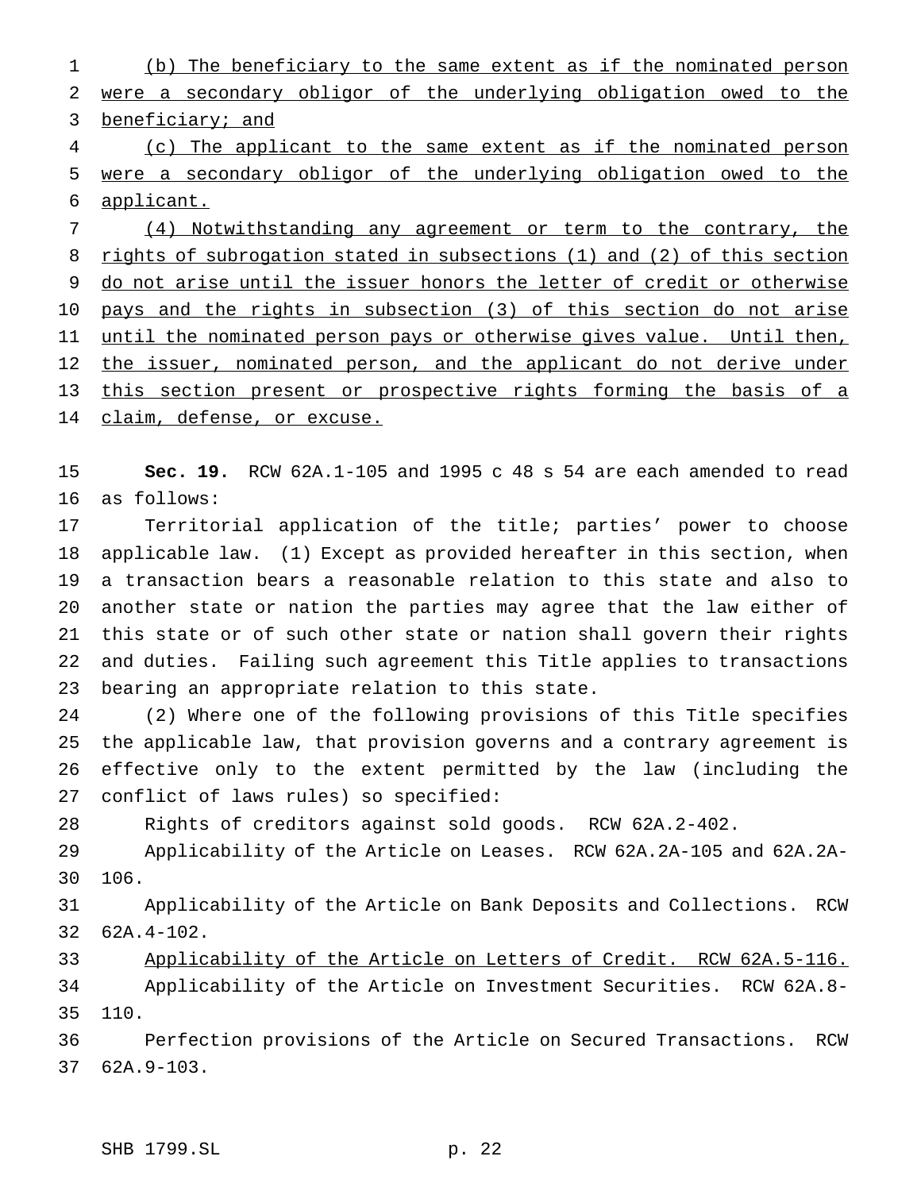(b) The beneficiary to the same extent as if the nominated person were a secondary obligor of the underlying obligation owed to the beneficiary; and

(c) The applicant to the same extent as if the nominated person were a secondary obligor of the underlying obligation owed to the applicant.

(4) Notwithstanding any agreement or term to the contrary, the rights of subrogation stated in subsections (1) and (2) of this section do not arise until the issuer honors the letter of credit or otherwise pays and the rights in subsection (3) of this section do not arise until the nominated person pays or otherwise gives value. Until then, the issuer, nominated person, and the applicant do not derive under this section present or prospective rights forming the basis of a claim, defense, or excuse.

**Sec. 19.** RCW 62A.1-105 and 1995 c 48 s 54 are each amended to read as follows:

Territorial application of the title; parties' power to choose applicable law. (1) Except as provided hereafter in this section, when a transaction bears a reasonable relation to this state and also to another state or nation the parties may agree that the law either of this state or of such other state or nation shall govern their rights and duties. Failing such agreement this Title applies to transactions bearing an appropriate relation to this state.

(2) Where one of the following provisions of this Title specifies the applicable law, that provision governs and a contrary agreement is effective only to the extent permitted by the law (including the conflict of laws rules) so specified:

Rights of creditors against sold goods. RCW 62A.2-402.

Applicability of the Article on Leases. RCW 62A.2A-105 and 62A.2A-106.

Applicability of the Article on Bank Deposits and Collections. RCW 62A.4-102.

Applicability of the Article on Letters of Credit. RCW 62A.5-116.

Applicability of the Article on Investment Securities. RCW 62A.8-110.

Perfection provisions of the Article on Secured Transactions. RCW 62A.9-103.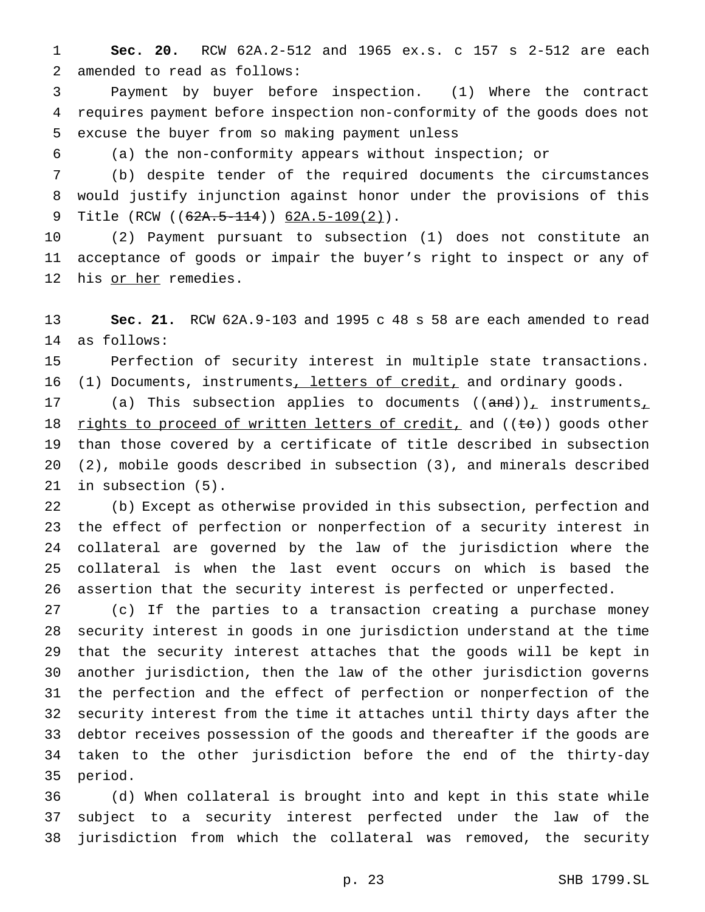**Sec. 20.** RCW 62A.2-512 and 1965 ex.s. c 157 s 2-512 are each amended to read as follows:

Payment by buyer before inspection. (1) Where the contract requires payment before inspection non-conformity of the goods does not excuse the buyer from so making payment unless

(a) the non-conformity appears without inspection; or

(b) despite tender of the required documents the circumstances would justify injunction against honor under the provisions of this Title (RCW ((~~62A.5-114~~)) <u>62A.5-109(2)</u>).

(2) Payment pursuant to subsection (1) does not constitute an acceptance of goods or impair the buyer's right to inspect or any of his <u>or her</u> remedies.

**Sec. 21.** RCW 62A.9-103 and 1995 c 48 s 58 are each amended to read as follows:

Perfection of security interest in multiple state transactions. (1) Documents, instruments<u>, letters of credit,</u> and ordinary goods.

(a) This subsection applies to documents ((~~and~~))<u>,</u> instruments<u>, rights to proceed of written letters of credit,</u> and ((~~to~~)) goods other than those covered by a certificate of title described in subsection (2), mobile goods described in subsection (3), and minerals described in subsection (5).

(b) Except as otherwise provided in this subsection, perfection and the effect of perfection or nonperfection of a security interest in collateral are governed by the law of the jurisdiction where the collateral is when the last event occurs on which is based the assertion that the security interest is perfected or unperfected.

(c) If the parties to a transaction creating a purchase money security interest in goods in one jurisdiction understand at the time that the security interest attaches that the goods will be kept in another jurisdiction, then the law of the other jurisdiction governs the perfection and the effect of perfection or nonperfection of the security interest from the time it attaches until thirty days after the debtor receives possession of the goods and thereafter if the goods are taken to the other jurisdiction before the end of the thirty-day period.

(d) When collateral is brought into and kept in this state while subject to a security interest perfected under the law of the jurisdiction from which the collateral was removed, the security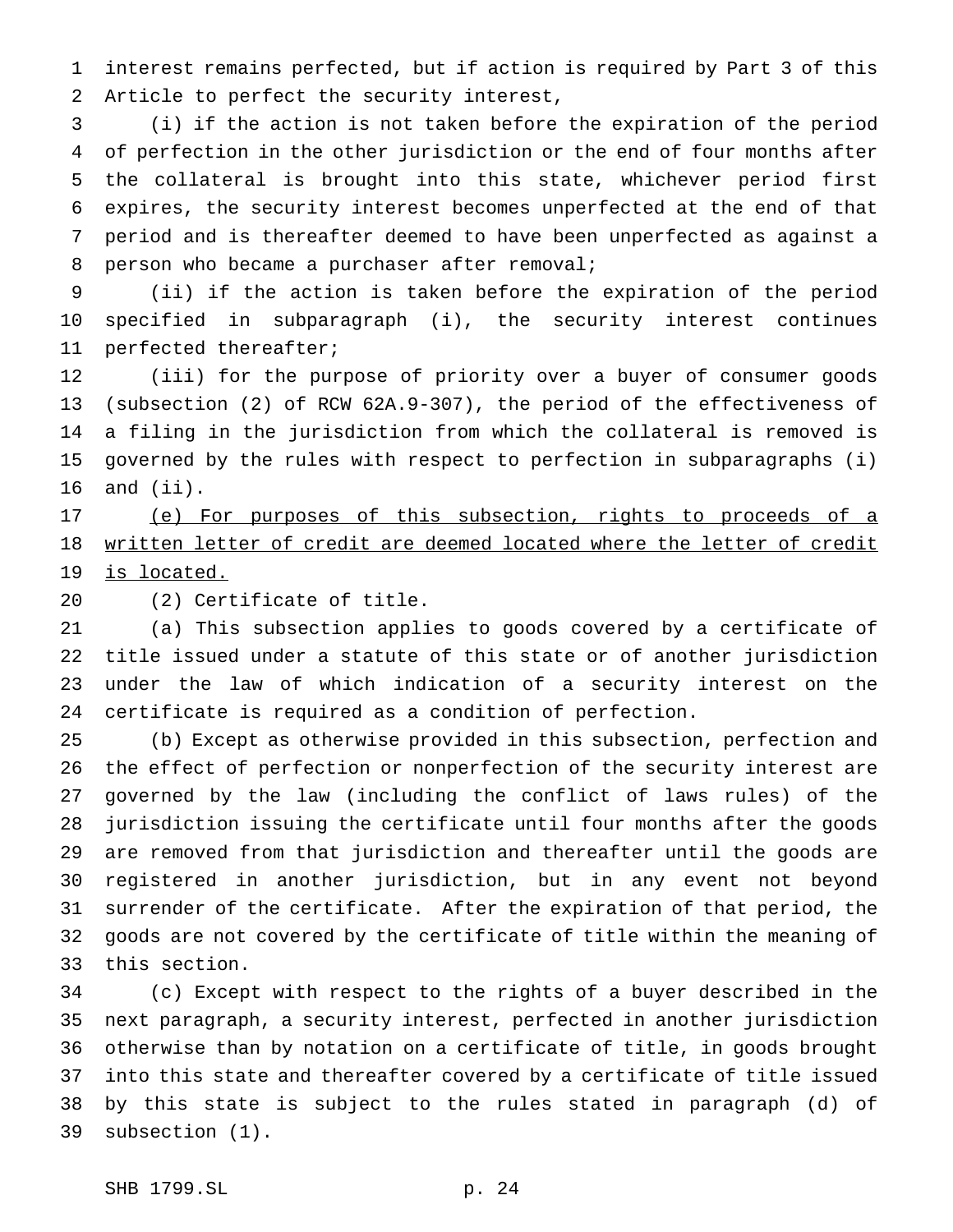interest remains perfected, but if action is required by Part 3 of this Article to perfect the security interest,

(i) if the action is not taken before the expiration of the period of perfection in the other jurisdiction or the end of four months after the collateral is brought into this state, whichever period first expires, the security interest becomes unperfected at the end of that period and is thereafter deemed to have been unperfected as against a person who became a purchaser after removal;

(ii) if the action is taken before the expiration of the period specified in subparagraph (i), the security interest continues perfected thereafter;

(iii) for the purpose of priority over a buyer of consumer goods (subsection (2) of RCW 62A.9-307), the period of the effectiveness of a filing in the jurisdiction from which the collateral is removed is governed by the rules with respect to perfection in subparagraphs (i) and (ii).

<u>(e) For purposes of this subsection, rights to proceeds of a written letter of credit are deemed located where the letter of credit is located.</u>

(2) Certificate of title.

(a) This subsection applies to goods covered by a certificate of title issued under a statute of this state or of another jurisdiction under the law of which indication of a security interest on the certificate is required as a condition of perfection.

(b) Except as otherwise provided in this subsection, perfection and the effect of perfection or nonperfection of the security interest are governed by the law (including the conflict of laws rules) of the jurisdiction issuing the certificate until four months after the goods are removed from that jurisdiction and thereafter until the goods are registered in another jurisdiction, but in any event not beyond surrender of the certificate. After the expiration of that period, the goods are not covered by the certificate of title within the meaning of this section.

(c) Except with respect to the rights of a buyer described in the next paragraph, a security interest, perfected in another jurisdiction otherwise than by notation on a certificate of title, in goods brought into this state and thereafter covered by a certificate of title issued by this state is subject to the rules stated in paragraph (d) of subsection (1).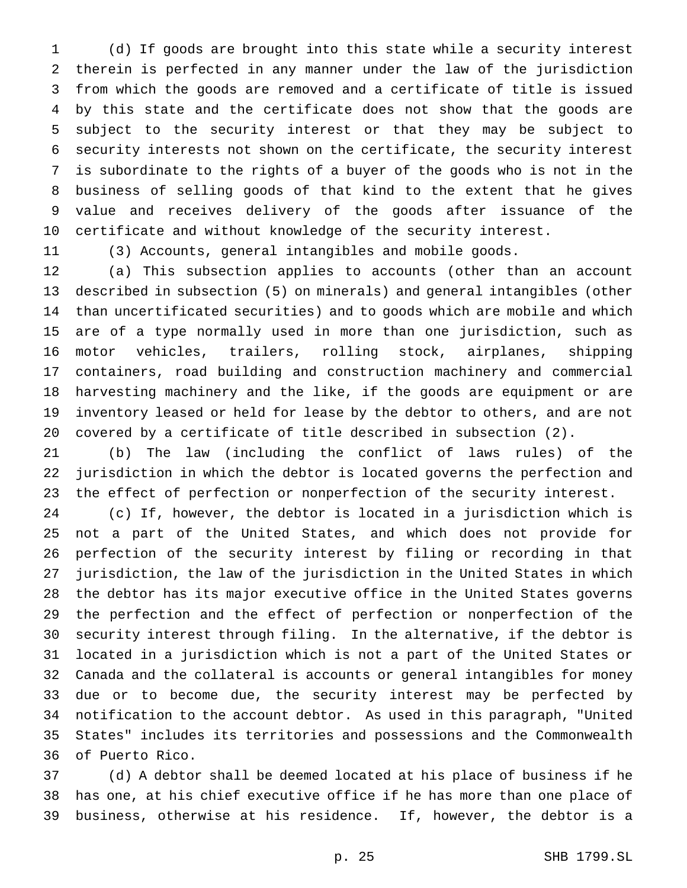(d) If goods are brought into this state while a security interest therein is perfected in any manner under the law of the jurisdiction from which the goods are removed and a certificate of title is issued by this state and the certificate does not show that the goods are subject to the security interest or that they may be subject to security interests not shown on the certificate, the security interest is subordinate to the rights of a buyer of the goods who is not in the business of selling goods of that kind to the extent that he gives value and receives delivery of the goods after issuance of the certificate and without knowledge of the security interest.

(3) Accounts, general intangibles and mobile goods.

(a) This subsection applies to accounts (other than an account described in subsection (5) on minerals) and general intangibles (other than uncertificated securities) and to goods which are mobile and which are of a type normally used in more than one jurisdiction, such as motor vehicles, trailers, rolling stock, airplanes, shipping containers, road building and construction machinery and commercial harvesting machinery and the like, if the goods are equipment or are inventory leased or held for lease by the debtor to others, and are not covered by a certificate of title described in subsection (2).

(b) The law (including the conflict of laws rules) of the jurisdiction in which the debtor is located governs the perfection and the effect of perfection or nonperfection of the security interest.

(c) If, however, the debtor is located in a jurisdiction which is not a part of the United States, and which does not provide for perfection of the security interest by filing or recording in that jurisdiction, the law of the jurisdiction in the United States in which the debtor has its major executive office in the United States governs the perfection and the effect of perfection or nonperfection of the security interest through filing. In the alternative, if the debtor is located in a jurisdiction which is not a part of the United States or Canada and the collateral is accounts or general intangibles for money due or to become due, the security interest may be perfected by notification to the account debtor. As used in this paragraph, "United States" includes its territories and possessions and the Commonwealth of Puerto Rico.

(d) A debtor shall be deemed located at his place of business if he has one, at his chief executive office if he has more than one place of business, otherwise at his residence. If, however, the debtor is a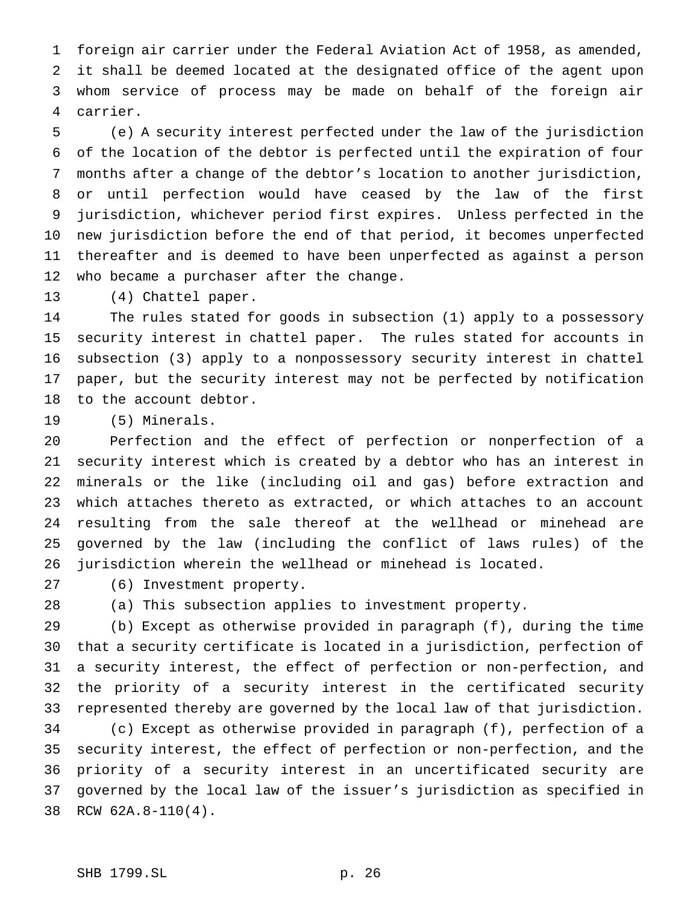foreign air carrier under the Federal Aviation Act of 1958, as amended, it shall be deemed located at the designated office of the agent upon whom service of process may be made on behalf of the foreign air carrier.

(e) A security interest perfected under the law of the jurisdiction of the location of the debtor is perfected until the expiration of four months after a change of the debtor's location to another jurisdiction, or until perfection would have ceased by the law of the first jurisdiction, whichever period first expires. Unless perfected in the new jurisdiction before the end of that period, it becomes unperfected thereafter and is deemed to have been unperfected as against a person who became a purchaser after the change.

(4) Chattel paper.

The rules stated for goods in subsection (1) apply to a possessory security interest in chattel paper. The rules stated for accounts in subsection (3) apply to a nonpossessory security interest in chattel paper, but the security interest may not be perfected by notification to the account debtor.

(5) Minerals.

Perfection and the effect of perfection or nonperfection of a security interest which is created by a debtor who has an interest in minerals or the like (including oil and gas) before extraction and which attaches thereto as extracted, or which attaches to an account resulting from the sale thereof at the wellhead or minehead are governed by the law (including the conflict of laws rules) of the jurisdiction wherein the wellhead or minehead is located.

(6) Investment property.

(a) This subsection applies to investment property.

(b) Except as otherwise provided in paragraph (f), during the time that a security certificate is located in a jurisdiction, perfection of a security interest, the effect of perfection or non-perfection, and the priority of a security interest in the certificated security represented thereby are governed by the local law of that jurisdiction.

(c) Except as otherwise provided in paragraph (f), perfection of a security interest, the effect of perfection or non-perfection, and the priority of a security interest in an uncertificated security are governed by the local law of the issuer's jurisdiction as specified in RCW 62A.8-110(4).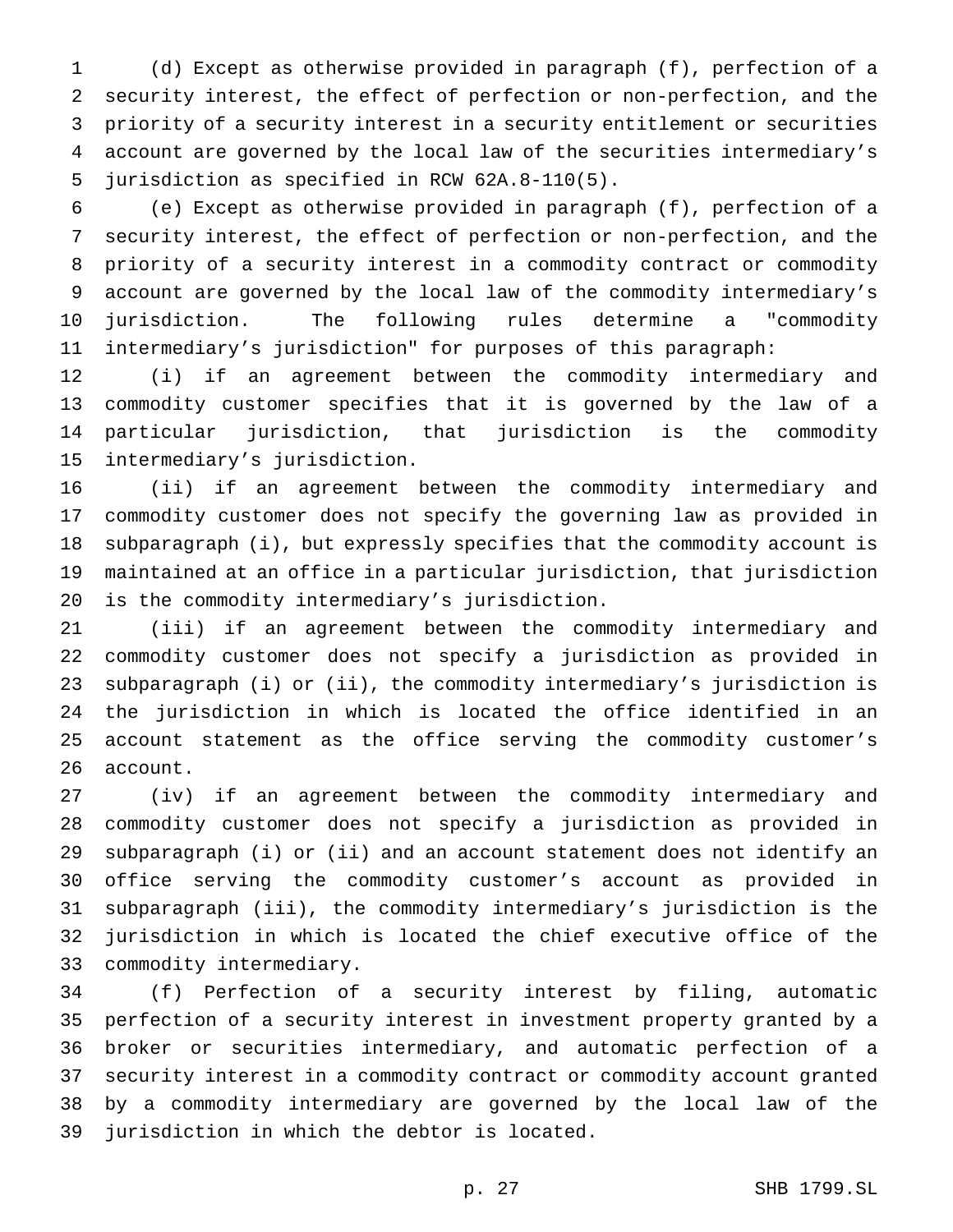(d) Except as otherwise provided in paragraph (f), perfection of a security interest, the effect of perfection or non-perfection, and the priority of a security interest in a security entitlement or securities account are governed by the local law of the securities intermediary's jurisdiction as specified in RCW 62A.8-110(5).

(e) Except as otherwise provided in paragraph (f), perfection of a security interest, the effect of perfection or non-perfection, and the priority of a security interest in a commodity contract or commodity account are governed by the local law of the commodity intermediary's jurisdiction. The following rules determine a "commodity intermediary's jurisdiction" for purposes of this paragraph:

(i) if an agreement between the commodity intermediary and commodity customer specifies that it is governed by the law of a particular jurisdiction, that jurisdiction is the commodity intermediary's jurisdiction.

(ii) if an agreement between the commodity intermediary and commodity customer does not specify the governing law as provided in subparagraph (i), but expressly specifies that the commodity account is maintained at an office in a particular jurisdiction, that jurisdiction is the commodity intermediary's jurisdiction.

(iii) if an agreement between the commodity intermediary and commodity customer does not specify a jurisdiction as provided in subparagraph (i) or (ii), the commodity intermediary's jurisdiction is the jurisdiction in which is located the office identified in an account statement as the office serving the commodity customer's account.

(iv) if an agreement between the commodity intermediary and commodity customer does not specify a jurisdiction as provided in subparagraph (i) or (ii) and an account statement does not identify an office serving the commodity customer's account as provided in subparagraph (iii), the commodity intermediary's jurisdiction is the jurisdiction in which is located the chief executive office of the commodity intermediary.

(f) Perfection of a security interest by filing, automatic perfection of a security interest in investment property granted by a broker or securities intermediary, and automatic perfection of a security interest in a commodity contract or commodity account granted by a commodity intermediary are governed by the local law of the jurisdiction in which the debtor is located.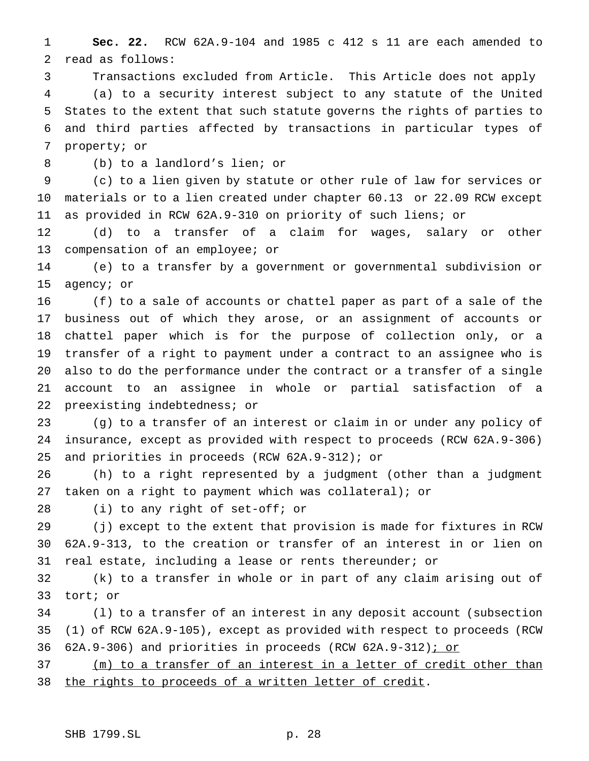**Sec. 22.** RCW 62A.9-104 and 1985 c 412 s 11 are each amended to read as follows:

Transactions excluded from Article. This Article does not apply

(a) to a security interest subject to any statute of the United States to the extent that such statute governs the rights of parties to and third parties affected by transactions in particular types of property; or

(b) to a landlord's lien; or

(c) to a lien given by statute or other rule of law for services or materials or to a lien created under chapter 60.13 or 22.09 RCW except as provided in RCW 62A.9-310 on priority of such liens; or

(d) to a transfer of a claim for wages, salary or other compensation of an employee; or

(e) to a transfer by a government or governmental subdivision or agency; or

(f) to a sale of accounts or chattel paper as part of a sale of the business out of which they arose, or an assignment of accounts or chattel paper which is for the purpose of collection only, or a transfer of a right to payment under a contract to an assignee who is also to do the performance under the contract or a transfer of a single account to an assignee in whole or partial satisfaction of a preexisting indebtedness; or

(g) to a transfer of an interest or claim in or under any policy of insurance, except as provided with respect to proceeds (RCW 62A.9-306) and priorities in proceeds (RCW 62A.9-312); or

(h) to a right represented by a judgment (other than a judgment taken on a right to payment which was collateral); or

(i) to any right of set-off; or

(j) except to the extent that provision is made for fixtures in RCW 62A.9-313, to the creation or transfer of an interest in or lien on real estate, including a lease or rents thereunder; or

(k) to a transfer in whole or in part of any claim arising out of tort; or

(l) to a transfer of an interest in any deposit account (subsection (1) of RCW 62A.9-105), except as provided with respect to proceeds (RCW 62A.9-306) and priorities in proceeds (RCW 62A.9-312); or

(m) to a transfer of an interest in a letter of credit other than the rights to proceeds of a written letter of credit.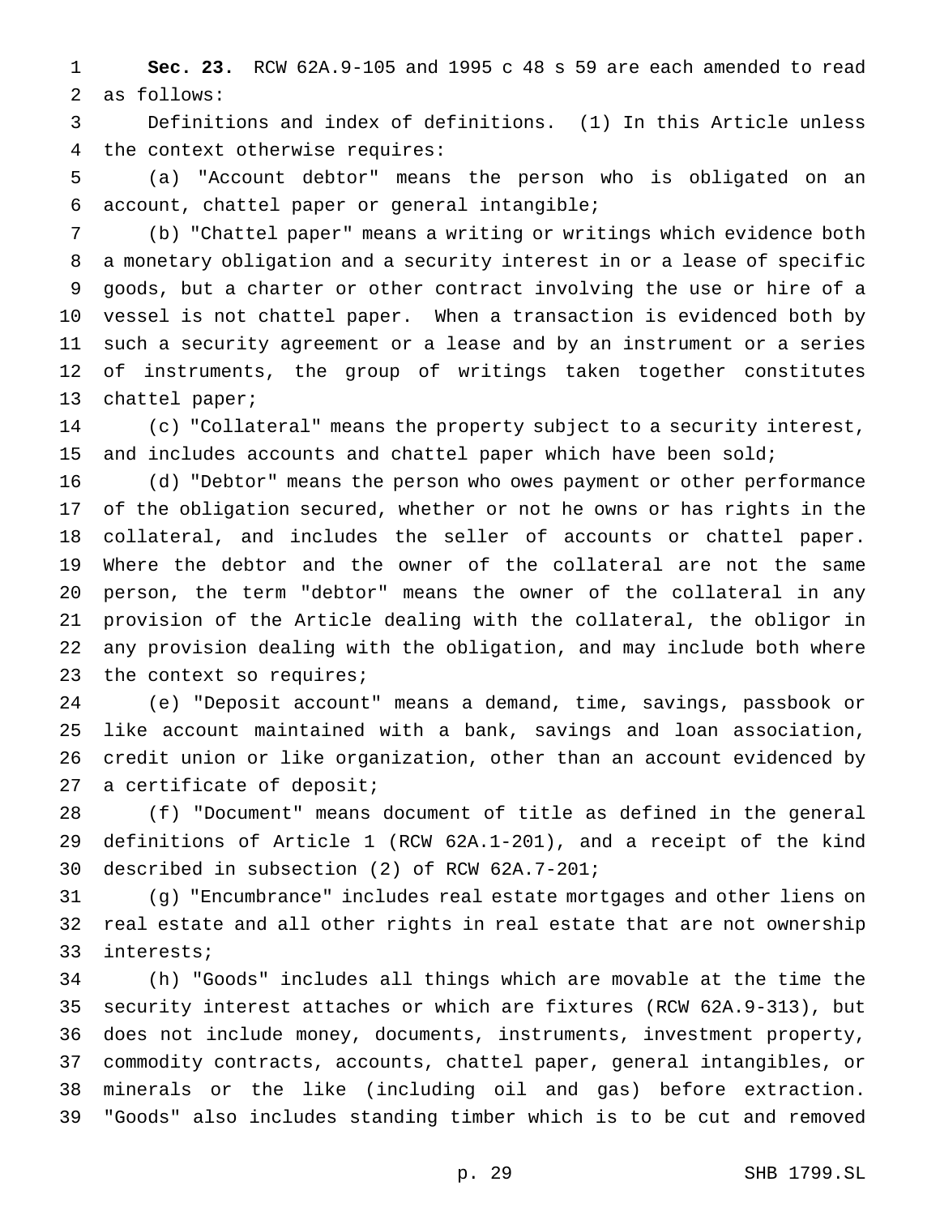**Sec. 23.** RCW 62A.9-105 and 1995 c 48 s 59 are each amended to read as follows:

Definitions and index of definitions. (1) In this Article unless the context otherwise requires:

(a) "Account debtor" means the person who is obligated on an account, chattel paper or general intangible;

(b) "Chattel paper" means a writing or writings which evidence both a monetary obligation and a security interest in or a lease of specific goods, but a charter or other contract involving the use or hire of a vessel is not chattel paper. When a transaction is evidenced both by such a security agreement or a lease and by an instrument or a series of instruments, the group of writings taken together constitutes chattel paper;

(c) "Collateral" means the property subject to a security interest, and includes accounts and chattel paper which have been sold;

(d) "Debtor" means the person who owes payment or other performance of the obligation secured, whether or not he owns or has rights in the collateral, and includes the seller of accounts or chattel paper. Where the debtor and the owner of the collateral are not the same person, the term "debtor" means the owner of the collateral in any provision of the Article dealing with the collateral, the obligor in any provision dealing with the obligation, and may include both where the context so requires;

(e) "Deposit account" means a demand, time, savings, passbook or like account maintained with a bank, savings and loan association, credit union or like organization, other than an account evidenced by a certificate of deposit;

(f) "Document" means document of title as defined in the general definitions of Article 1 (RCW 62A.1-201), and a receipt of the kind described in subsection (2) of RCW 62A.7-201;

(g) "Encumbrance" includes real estate mortgages and other liens on real estate and all other rights in real estate that are not ownership interests;

(h) "Goods" includes all things which are movable at the time the security interest attaches or which are fixtures (RCW 62A.9-313), but does not include money, documents, instruments, investment property, commodity contracts, accounts, chattel paper, general intangibles, or minerals or the like (including oil and gas) before extraction. "Goods" also includes standing timber which is to be cut and removed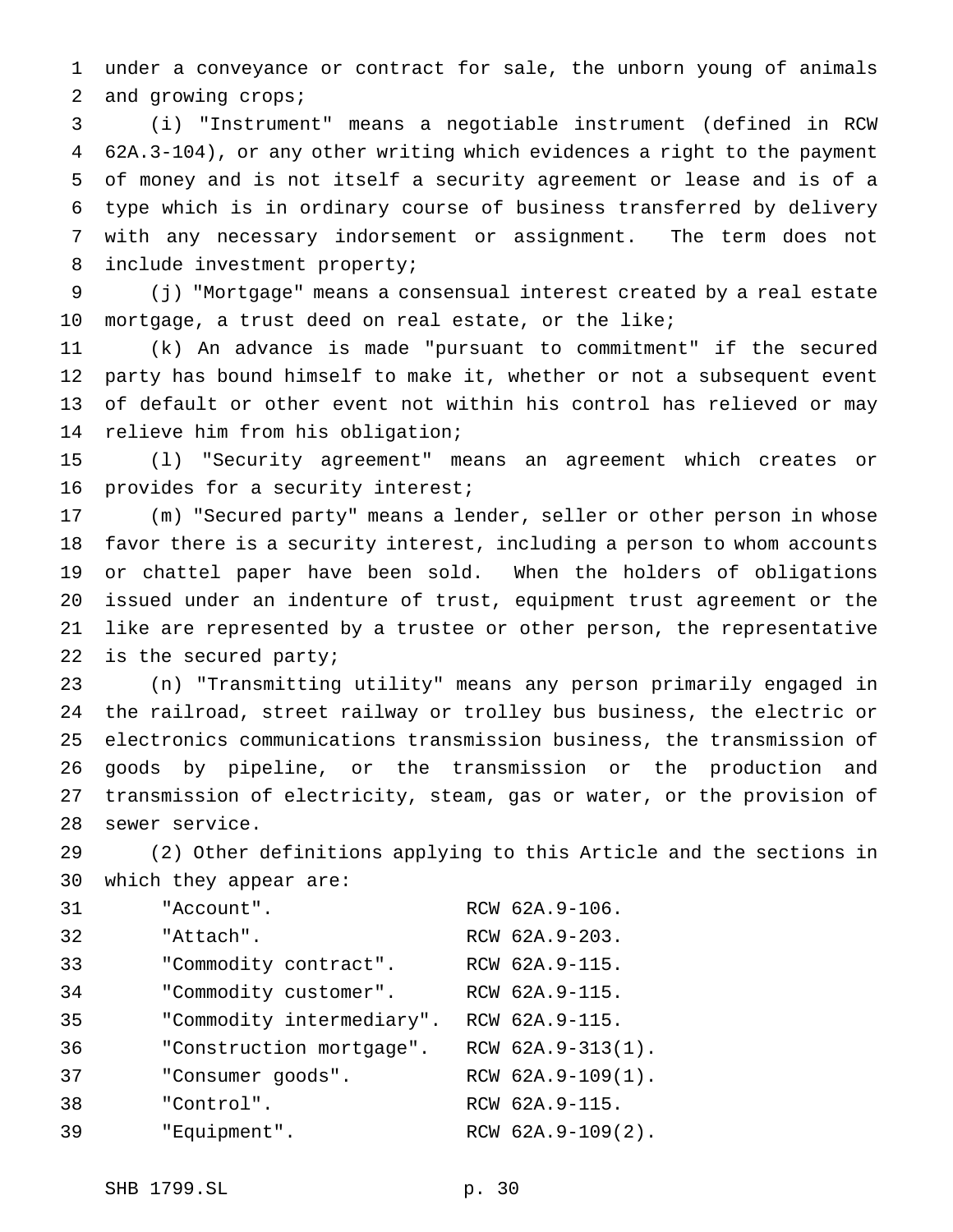under a conveyance or contract for sale, the unborn young of animals and growing crops;

(i) "Instrument" means a negotiable instrument (defined in RCW 62A.3-104), or any other writing which evidences a right to the payment of money and is not itself a security agreement or lease and is of a type which is in ordinary course of business transferred by delivery with any necessary indorsement or assignment. The term does not include investment property;

(j) "Mortgage" means a consensual interest created by a real estate mortgage, a trust deed on real estate, or the like;

(k) An advance is made "pursuant to commitment" if the secured party has bound himself to make it, whether or not a subsequent event of default or other event not within his control has relieved or may relieve him from his obligation;

(l) "Security agreement" means an agreement which creates or provides for a security interest;

(m) "Secured party" means a lender, seller or other person in whose favor there is a security interest, including a person to whom accounts or chattel paper have been sold. When the holders of obligations issued under an indenture of trust, equipment trust agreement or the like are represented by a trustee or other person, the representative is the secured party;

(n) "Transmitting utility" means any person primarily engaged in the railroad, street railway or trolley bus business, the electric or electronics communications transmission business, the transmission of goods by pipeline, or the transmission or the production and transmission of electricity, steam, gas or water, or the provision of sewer service.

(2) Other definitions applying to this Article and the sections in which they appear are:

| | |
|---|---|
| "Account". | RCW 62A.9-106. |
| "Attach". | RCW 62A.9-203. |
| "Commodity contract". | RCW 62A.9-115. |
| "Commodity customer". | RCW 62A.9-115. |
| "Commodity intermediary". | RCW 62A.9-115. |
| "Construction mortgage". | RCW 62A.9-313(1). |
| "Consumer goods". | RCW 62A.9-109(1). |
| "Control". | RCW 62A.9-115. |
| "Equipment". | RCW 62A.9-109(2). |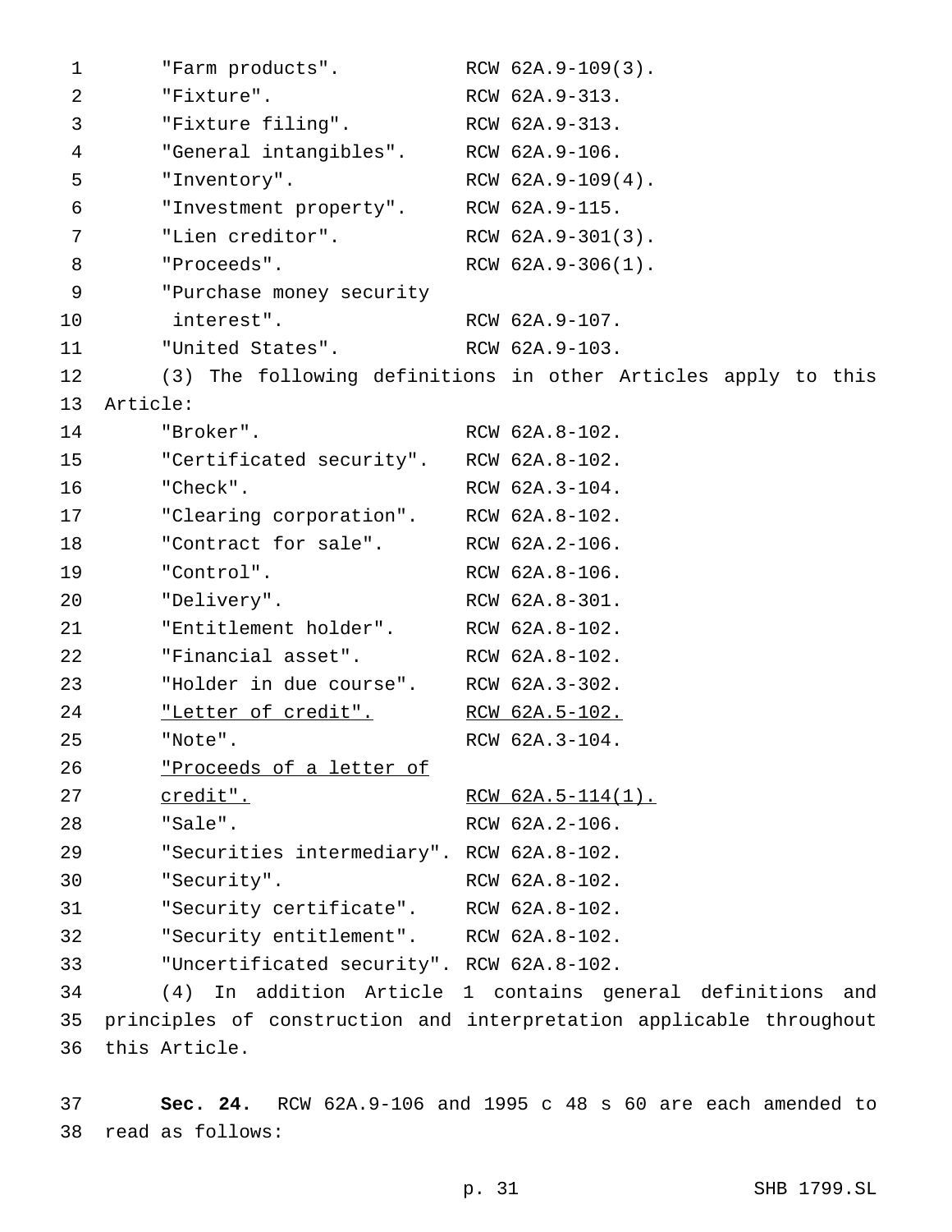| | |
|---|---|
| "Farm products". | RCW 62A.9-109(3). |
| "Fixture". | RCW 62A.9-313. |
| "Fixture filing". | RCW 62A.9-313. |
| "General intangibles". | RCW 62A.9-106. |
| "Inventory". | RCW 62A.9-109(4). |
| "Investment property". | RCW 62A.9-115. |
| "Lien creditor". | RCW 62A.9-301(3). |
| "Proceeds". | RCW 62A.9-306(1). |
| "Purchase money security interest". | RCW 62A.9-107. |
| "United States". | RCW 62A.9-103. |

(3) The following definitions in other Articles apply to this Article:

| | |
|---|---|
| "Broker". | RCW 62A.8-102. |
| "Certificated security". | RCW 62A.8-102. |
| "Check". | RCW 62A.3-104. |
| "Clearing corporation". | RCW 62A.8-102. |
| "Contract for sale". | RCW 62A.2-106. |
| "Control". | RCW 62A.8-106. |
| "Delivery". | RCW 62A.8-301. |
| "Entitlement holder". | RCW 62A.8-102. |
| "Financial asset". | RCW 62A.8-102. |
| "Holder in due course". | RCW 62A.3-302. |
| <u>"Letter of credit".</u> | <u>RCW 62A.5-102.</u> |
| "Note". | RCW 62A.3-104. |
| <u>"Proceeds of a letter of credit".</u> | <u>RCW 62A.5-114(1).</u> |
| "Sale". | RCW 62A.2-106. |
| "Securities intermediary". | RCW 62A.8-102. |
| "Security". | RCW 62A.8-102. |
| "Security certificate". | RCW 62A.8-102. |
| "Security entitlement". | RCW 62A.8-102. |
| "Uncertificated security". | RCW 62A.8-102. |

(4) In addition Article 1 contains general definitions and principles of construction and interpretation applicable throughout this Article.

**Sec. 24.** RCW 62A.9-106 and 1995 c 48 s 60 are each amended to read as follows: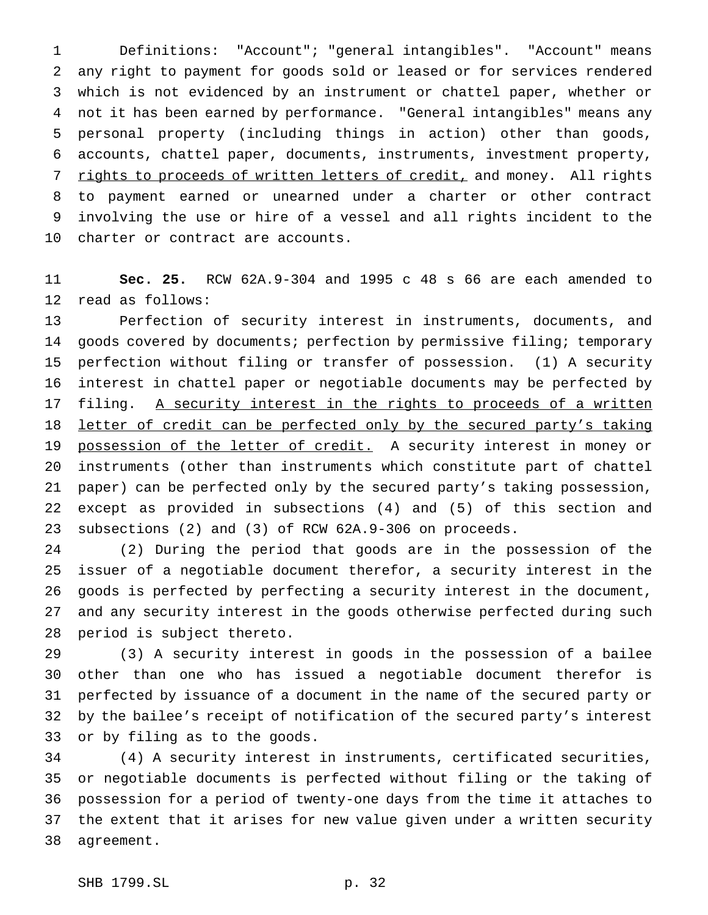Definitions: "Account"; "general intangibles". "Account" means any right to payment for goods sold or leased or for services rendered which is not evidenced by an instrument or chattel paper, whether or not it has been earned by performance. "General intangibles" means any personal property (including things in action) other than goods, accounts, chattel paper, documents, instruments, investment property, <u>rights to proceeds of written letters of credit,</u> and money. All rights to payment earned or unearned under a charter or other contract involving the use or hire of a vessel and all rights incident to the charter or contract are accounts.

**Sec. 25.** RCW 62A.9-304 and 1995 c 48 s 66 are each amended to read as follows:

Perfection of security interest in instruments, documents, and goods covered by documents; perfection by permissive filing; temporary perfection without filing or transfer of possession. (1) A security interest in chattel paper or negotiable documents may be perfected by filing. <u>A security interest in the rights to proceeds of a written letter of credit can be perfected only by the secured party's taking possession of the letter of credit.</u> A security interest in money or instruments (other than instruments which constitute part of chattel paper) can be perfected only by the secured party's taking possession, except as provided in subsections (4) and (5) of this section and subsections (2) and (3) of RCW 62A.9-306 on proceeds.

(2) During the period that goods are in the possession of the issuer of a negotiable document therefor, a security interest in the goods is perfected by perfecting a security interest in the document, and any security interest in the goods otherwise perfected during such period is subject thereto.

(3) A security interest in goods in the possession of a bailee other than one who has issued a negotiable document therefor is perfected by issuance of a document in the name of the secured party or by the bailee's receipt of notification of the secured party's interest or by filing as to the goods.

(4) A security interest in instruments, certificated securities, or negotiable documents is perfected without filing or the taking of possession for a period of twenty-one days from the time it attaches to the extent that it arises for new value given under a written security agreement.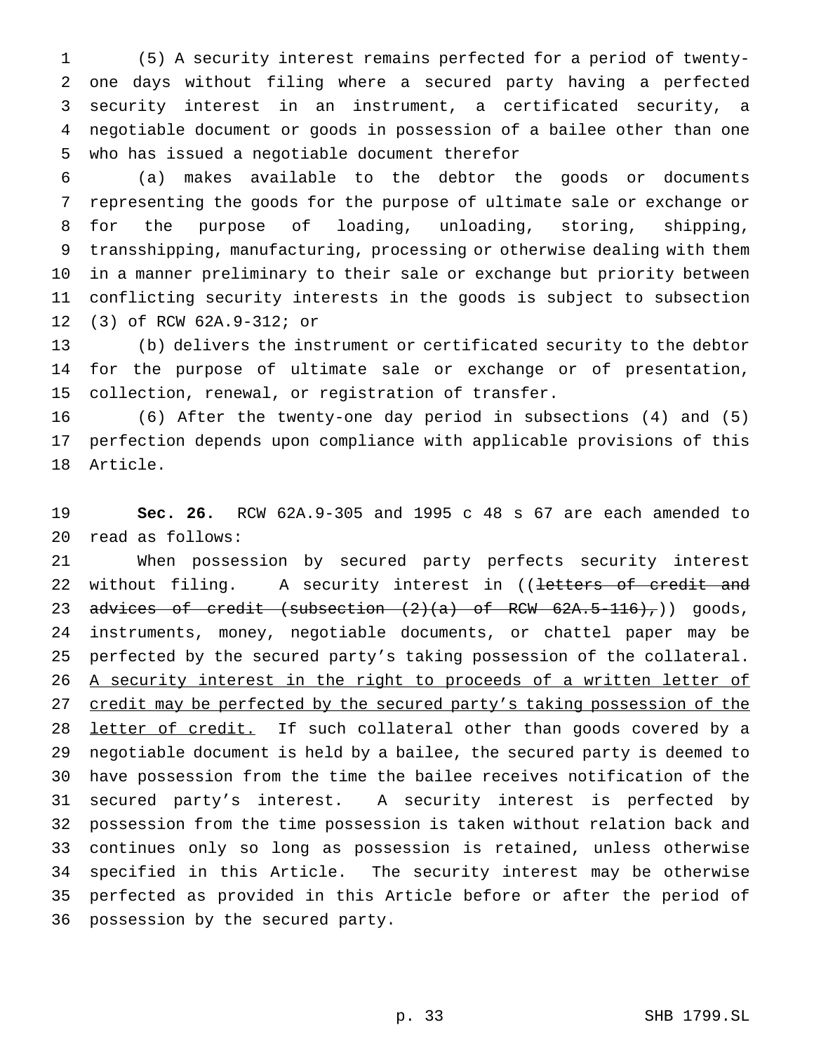(5) A security interest remains perfected for a period of twenty-one days without filing where a secured party having a perfected security interest in an instrument, a certificated security, a negotiable document or goods in possession of a bailee other than one who has issued a negotiable document therefor

(a) makes available to the debtor the goods or documents representing the goods for the purpose of ultimate sale or exchange or for the purpose of loading, unloading, storing, shipping, transshipping, manufacturing, processing or otherwise dealing with them in a manner preliminary to their sale or exchange but priority between conflicting security interests in the goods is subject to subsection (3) of RCW 62A.9-312; or

(b) delivers the instrument or certificated security to the debtor for the purpose of ultimate sale or exchange or of presentation, collection, renewal, or registration of transfer.

(6) After the twenty-one day period in subsections (4) and (5) perfection depends upon compliance with applicable provisions of this Article.

**Sec. 26.** RCW 62A.9-305 and 1995 c 48 s 67 are each amended to read as follows:

When possession by secured party perfects security interest without filing. A security interest in ((~~letters of credit and advices of credit (subsection (2)(a) of RCW 62A.5-116),~~)) goods, instruments, money, negotiable documents, or chattel paper may be perfected by the secured party's taking possession of the collateral. <u>A security interest in the right to proceeds of a written letter of credit may be perfected by the secured party's taking possession of the letter of credit.</u> If such collateral other than goods covered by a negotiable document is held by a bailee, the secured party is deemed to have possession from the time the bailee receives notification of the secured party's interest. A security interest is perfected by possession from the time possession is taken without relation back and continues only so long as possession is retained, unless otherwise specified in this Article. The security interest may be otherwise perfected as provided in this Article before or after the period of possession by the secured party.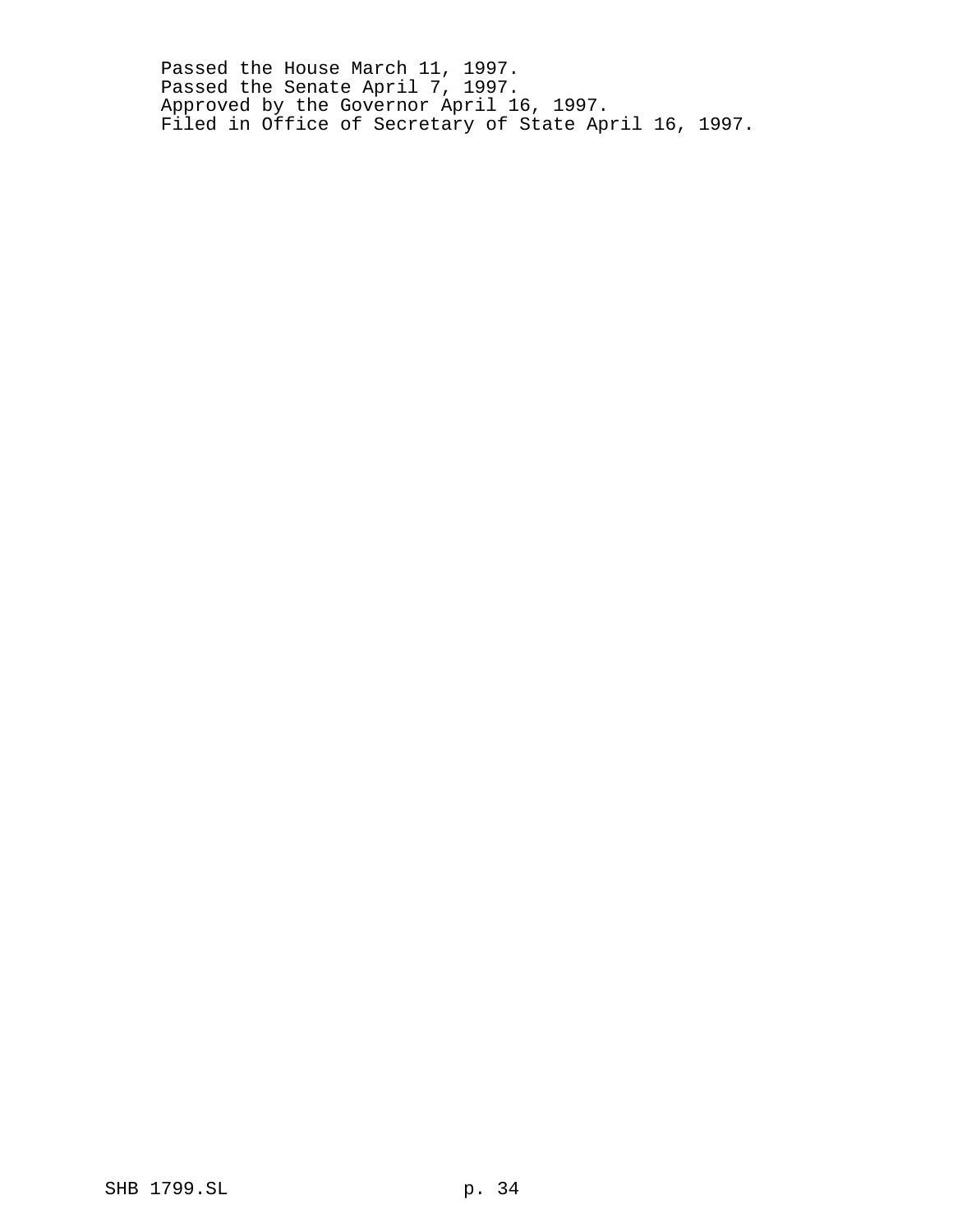Passed the House March 11, 1997.
Passed the Senate April 7, 1997.
Approved by the Governor April 16, 1997.
Filed in Office of Secretary of State April 16, 1997.